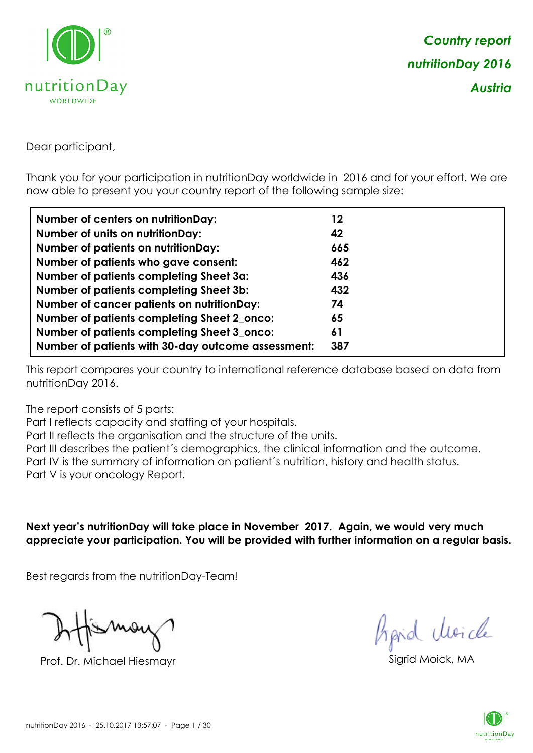*Country report*

*nutritionDay 2016*

*Austria*

Dear participant,

Thank you for your participation in nutritionDay worldwide in 2016 and for your effort. We are now able to present you your country report of the following sample size:

| | |
|---|---|
| **Number of centers on nutritionDay:** | **12** |
| **Number of units on nutritionDay:** | **42** |
| **Number of patients on nutritionDay:** | **665** |
| **Number of patients who gave consent:** | **462** |
| **Number of patients completing Sheet 3a:** | **436** |
| **Number of patients completing Sheet 3b:** | **432** |
| **Number of cancer patients on nutritionDay:** | **74** |
| **Number of patients completing Sheet 2_onco:** | **65** |
| **Number of patients completing Sheet 3_onco:** | **61** |
| **Number of patients with 30-day outcome assessment:** | **387** |

This report compares your country to international reference database based on data from nutritionDay 2016.

The report consists of 5 parts:
Part I reflects capacity and staffing of your hospitals.
Part II reflects the organisation and the structure of the units.
Part III describes the patient´s demographics, the clinical information and the outcome.
Part IV is the summary of information on patient´s nutrition, history and health status.
Part V is your oncology Report.

**Next year's nutritionDay will take place in November 2017. Again, we would very much appreciate your participation. You will be provided with further information on a regular basis.**

Best regards from the nutritionDay-Team!

Prof. Dr. Michael Hiesmayr

Sigrid Moick, MA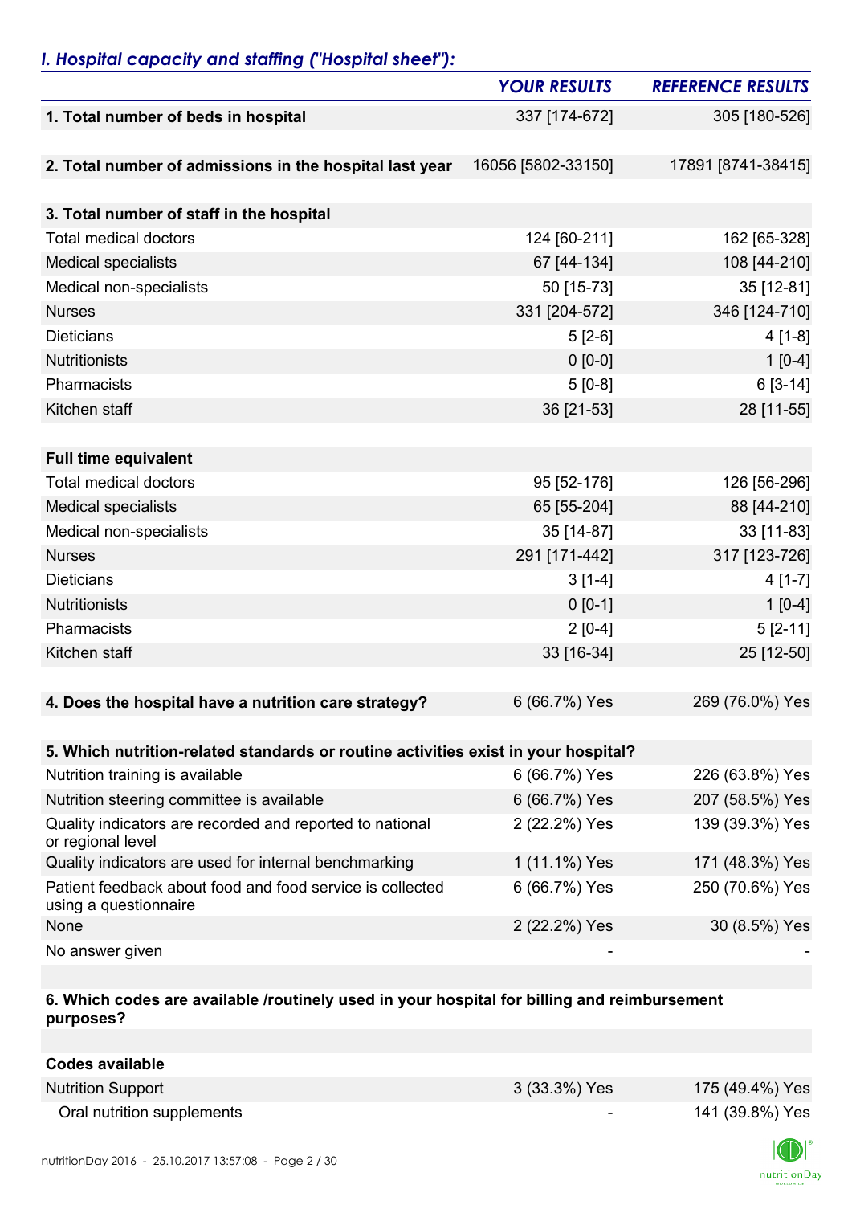## *I. Hospital capacity and staffing ("Hospital sheet"):*

| | *YOUR RESULTS* | *REFERENCE RESULTS* |
|---|---|---|
| **1. Total number of beds in hospital** | 337 [174-672] | 305 [180-526] |
| | | |
| **2. Total number of admissions in the hospital last year** | 16056 [5802-33150] | 17891 [8741-38415] |
| | | |
| **3. Total number of staff in the hospital** | | |
| Total medical doctors | 124 [60-211] | 162 [65-328] |
| Medical specialists | 67 [44-134] | 108 [44-210] |
| Medical non-specialists | 50 [15-73] | 35 [12-81] |
| Nurses | 331 [204-572] | 346 [124-710] |
| Dieticians | 5 [2-6] | 4 [1-8] |
| Nutritionists | 0 [0-0] | 1 [0-4] |
| Pharmacists | 5 [0-8] | 6 [3-14] |
| Kitchen staff | 36 [21-53] | 28 [11-55] |
| | | |
| **Full time equivalent** | | |
| Total medical doctors | 95 [52-176] | 126 [56-296] |
| Medical specialists | 65 [55-204] | 88 [44-210] |
| Medical non-specialists | 35 [14-87] | 33 [11-83] |
| Nurses | 291 [171-442] | 317 [123-726] |
| Dieticians | 3 [1-4] | 4 [1-7] |
| Nutritionists | 0 [0-1] | 1 [0-4] |
| Pharmacists | 2 [0-4] | 5 [2-11] |
| Kitchen staff | 33 [16-34] | 25 [12-50] |
| | | |
| **4. Does the hospital have a nutrition care strategy?** | 6 (66.7%) Yes | 269 (76.0%) Yes |
| | | |
| **5. Which nutrition-related standards or routine activities exist in your hospital?** | | |
| Nutrition training is available | 6 (66.7%) Yes | 226 (63.8%) Yes |
| Nutrition steering committee is available | 6 (66.7%) Yes | 207 (58.5%) Yes |
| Quality indicators are recorded and reported to national or regional level | 2 (22.2%) Yes | 139 (39.3%) Yes |
| Quality indicators are used for internal benchmarking | 1 (11.1%) Yes | 171 (48.3%) Yes |
| Patient feedback about food and food service is collected using a questionnaire | 6 (66.7%) Yes | 250 (70.6%) Yes |
| None | 2 (22.2%) Yes | 30 (8.5%) Yes |
| No answer given | - | - |
| | | |
| **6. Which codes are available /routinely used in your hospital for billing and reimbursement purposes?** | | |
| | | |
| **Codes available** | | |
| Nutrition Support | 3 (33.3%) Yes | 175 (49.4%) Yes |
| Oral nutrition supplements | - | 141 (39.8%) Yes |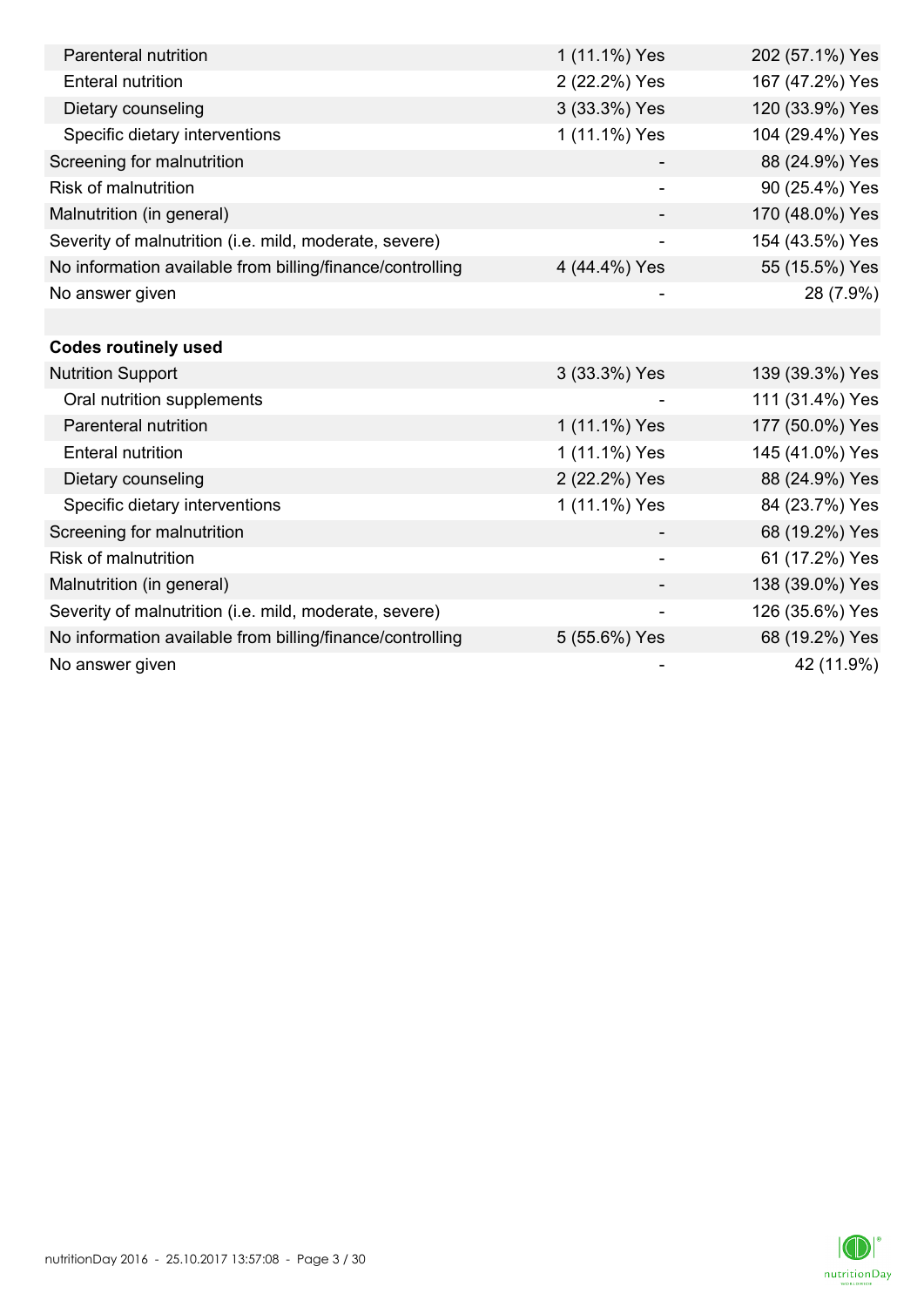| | | |
|---|---|---|
| Parenteral nutrition | 1 (11.1%) Yes | 202 (57.1%) Yes |
| Enteral nutrition | 2 (22.2%) Yes | 167 (47.2%) Yes |
| Dietary counseling | 3 (33.3%) Yes | 120 (33.9%) Yes |
| Specific dietary interventions | 1 (11.1%) Yes | 104 (29.4%) Yes |
| Screening for malnutrition | - | 88 (24.9%) Yes |
| Risk of malnutrition | - | 90 (25.4%) Yes |
| Malnutrition (in general) | - | 170 (48.0%) Yes |
| Severity of malnutrition (i.e. mild, moderate, severe) | - | 154 (43.5%) Yes |
| No information available from billing/finance/controlling | 4 (44.4%) Yes | 55 (15.5%) Yes |
| No answer given | - | 28 (7.9%) |
| | | |
| **Codes routinely used** | | |
| Nutrition Support | 3 (33.3%) Yes | 139 (39.3%) Yes |
| Oral nutrition supplements | - | 111 (31.4%) Yes |
| Parenteral nutrition | 1 (11.1%) Yes | 177 (50.0%) Yes |
| Enteral nutrition | 1 (11.1%) Yes | 145 (41.0%) Yes |
| Dietary counseling | 2 (22.2%) Yes | 88 (24.9%) Yes |
| Specific dietary interventions | 1 (11.1%) Yes | 84 (23.7%) Yes |
| Screening for malnutrition | - | 68 (19.2%) Yes |
| Risk of malnutrition | - | 61 (17.2%) Yes |
| Malnutrition (in general) | - | 138 (39.0%) Yes |
| Severity of malnutrition (i.e. mild, moderate, severe) | - | 126 (35.6%) Yes |
| No information available from billing/finance/controlling | 5 (55.6%) Yes | 68 (19.2%) Yes |
| No answer given | - | 42 (11.9%) |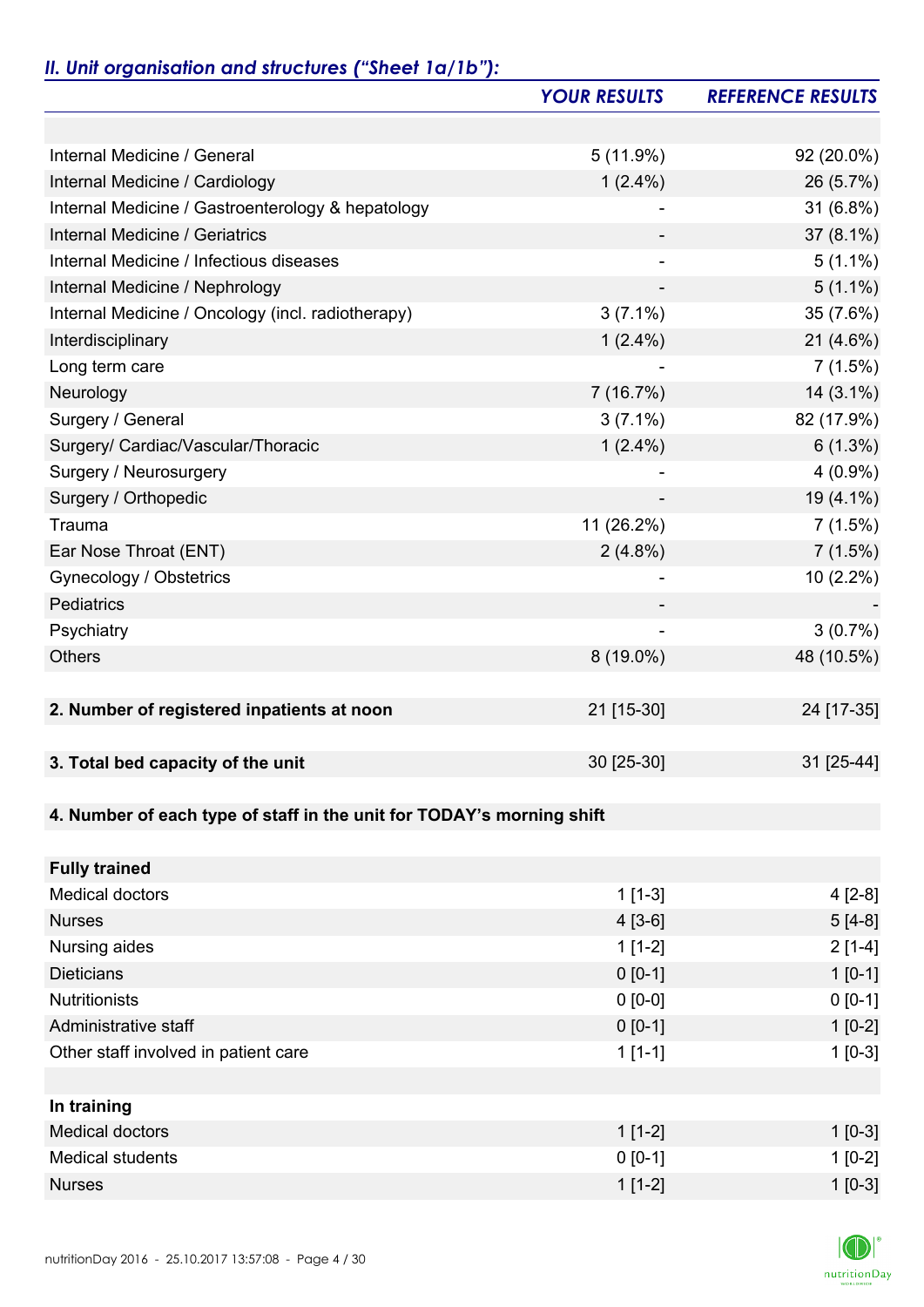## *II. Unit organisation and structures ("Sheet 1a/1b"):*

| | *YOUR RESULTS* | *REFERENCE RESULTS* |
|---|---|---|
| | | |
| Internal Medicine / General | 5 (11.9%) | 92 (20.0%) |
| Internal Medicine / Cardiology | 1 (2.4%) | 26 (5.7%) |
| Internal Medicine / Gastroenterology & hepatology | - | 31 (6.8%) |
| Internal Medicine / Geriatrics | - | 37 (8.1%) |
| Internal Medicine / Infectious diseases | - | 5 (1.1%) |
| Internal Medicine / Nephrology | - | 5 (1.1%) |
| Internal Medicine / Oncology (incl. radiotherapy) | 3 (7.1%) | 35 (7.6%) |
| Interdisciplinary | 1 (2.4%) | 21 (4.6%) |
| Long term care | - | 7 (1.5%) |
| Neurology | 7 (16.7%) | 14 (3.1%) |
| Surgery / General | 3 (7.1%) | 82 (17.9%) |
| Surgery/ Cardiac/Vascular/Thoracic | 1 (2.4%) | 6 (1.3%) |
| Surgery / Neurosurgery | - | 4 (0.9%) |
| Surgery / Orthopedic | - | 19 (4.1%) |
| Trauma | 11 (26.2%) | 7 (1.5%) |
| Ear Nose Throat (ENT) | 2 (4.8%) | 7 (1.5%) |
| Gynecology / Obstetrics | - | 10 (2.2%) |
| Pediatrics | - | - |
| Psychiatry | - | 3 (0.7%) |
| Others | 8 (19.0%) | 48 (10.5%) |
| | | |
| **2. Number of registered inpatients at noon** | 21 [15-30] | 24 [17-35] |
| | | |
| **3. Total bed capacity of the unit** | 30 [25-30] | 31 [25-44] |
| | | |
| **4. Number of each type of staff in the unit for TODAY's morning shift** | | |
| | | |
| **Fully trained** | | |
| Medical doctors | 1 [1-3] | 4 [2-8] |
| Nurses | 4 [3-6] | 5 [4-8] |
| Nursing aides | 1 [1-2] | 2 [1-4] |
| Dieticians | 0 [0-1] | 1 [0-1] |
| Nutritionists | 0 [0-0] | 0 [0-1] |
| Administrative staff | 0 [0-1] | 1 [0-2] |
| Other staff involved in patient care | 1 [1-1] | 1 [0-3] |
| | | |
| **In training** | | |
| Medical doctors | 1 [1-2] | 1 [0-3] |
| Medical students | 0 [0-1] | 1 [0-2] |
| Nurses | 1 [1-2] | 1 [0-3] |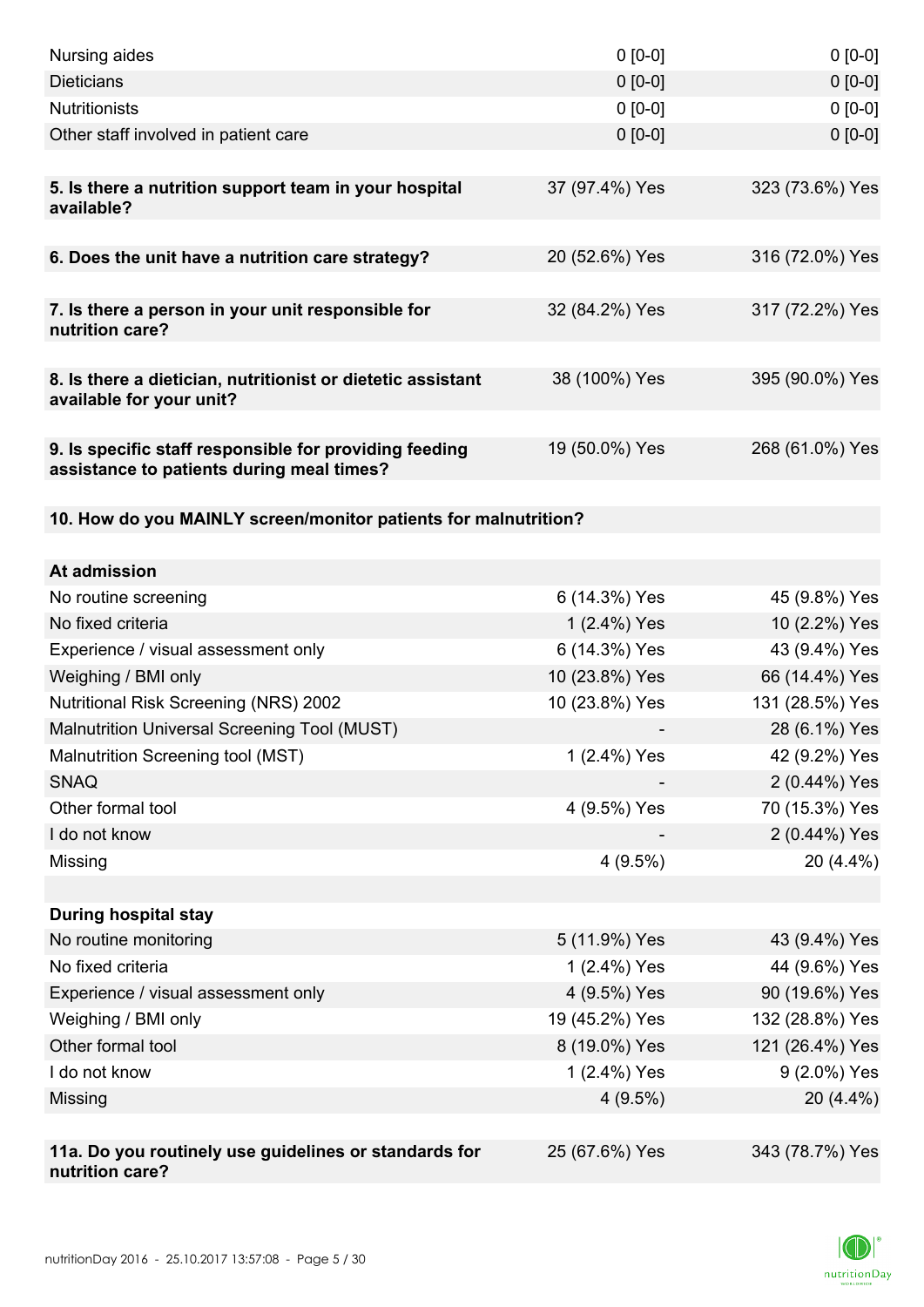| | | |
|---|---|---|
| Nursing aides | 0 [0-0] | 0 [0-0] |
| Dieticians | 0 [0-0] | 0 [0-0] |
| Nutritionists | 0 [0-0] | 0 [0-0] |
| Other staff involved in patient care | 0 [0-0] | 0 [0-0] |
| | | |
| **5. Is there a nutrition support team in your hospital available?** | 37 (97.4%) Yes | 323 (73.6%) Yes |
| | | |
| **6. Does the unit have a nutrition care strategy?** | 20 (52.6%) Yes | 316 (72.0%) Yes |
| | | |
| **7. Is there a person in your unit responsible for nutrition care?** | 32 (84.2%) Yes | 317 (72.2%) Yes |
| | | |
| **8. Is there a dietician, nutritionist or dietetic assistant available for your unit?** | 38 (100%) Yes | 395 (90.0%) Yes |
| | | |
| **9. Is specific staff responsible for providing feeding assistance to patients during meal times?** | 19 (50.0%) Yes | 268 (61.0%) Yes |
| | | |
| **10. How do you MAINLY screen/monitor patients for malnutrition?** | | |
| | | |
| **At admission** | | |
| No routine screening | 6 (14.3%) Yes | 45 (9.8%) Yes |
| No fixed criteria | 1 (2.4%) Yes | 10 (2.2%) Yes |
| Experience / visual assessment only | 6 (14.3%) Yes | 43 (9.4%) Yes |
| Weighing / BMI only | 10 (23.8%) Yes | 66 (14.4%) Yes |
| Nutritional Risk Screening (NRS) 2002 | 10 (23.8%) Yes | 131 (28.5%) Yes |
| Malnutrition Universal Screening Tool (MUST) | - | 28 (6.1%) Yes |
| Malnutrition Screening tool (MST) | 1 (2.4%) Yes | 42 (9.2%) Yes |
| SNAQ | - | 2 (0.44%) Yes |
| Other formal tool | 4 (9.5%) Yes | 70 (15.3%) Yes |
| I do not know | - | 2 (0.44%) Yes |
| Missing | 4 (9.5%) | 20 (4.4%) |
| | | |
| **During hospital stay** | | |
| No routine monitoring | 5 (11.9%) Yes | 43 (9.4%) Yes |
| No fixed criteria | 1 (2.4%) Yes | 44 (9.6%) Yes |
| Experience / visual assessment only | 4 (9.5%) Yes | 90 (19.6%) Yes |
| Weighing / BMI only | 19 (45.2%) Yes | 132 (28.8%) Yes |
| Other formal tool | 8 (19.0%) Yes | 121 (26.4%) Yes |
| I do not know | 1 (2.4%) Yes | 9 (2.0%) Yes |
| Missing | 4 (9.5%) | 20 (4.4%) |
| | | |
| **11a. Do you routinely use guidelines or standards for nutrition care?** | 25 (67.6%) Yes | 343 (78.7%) Yes |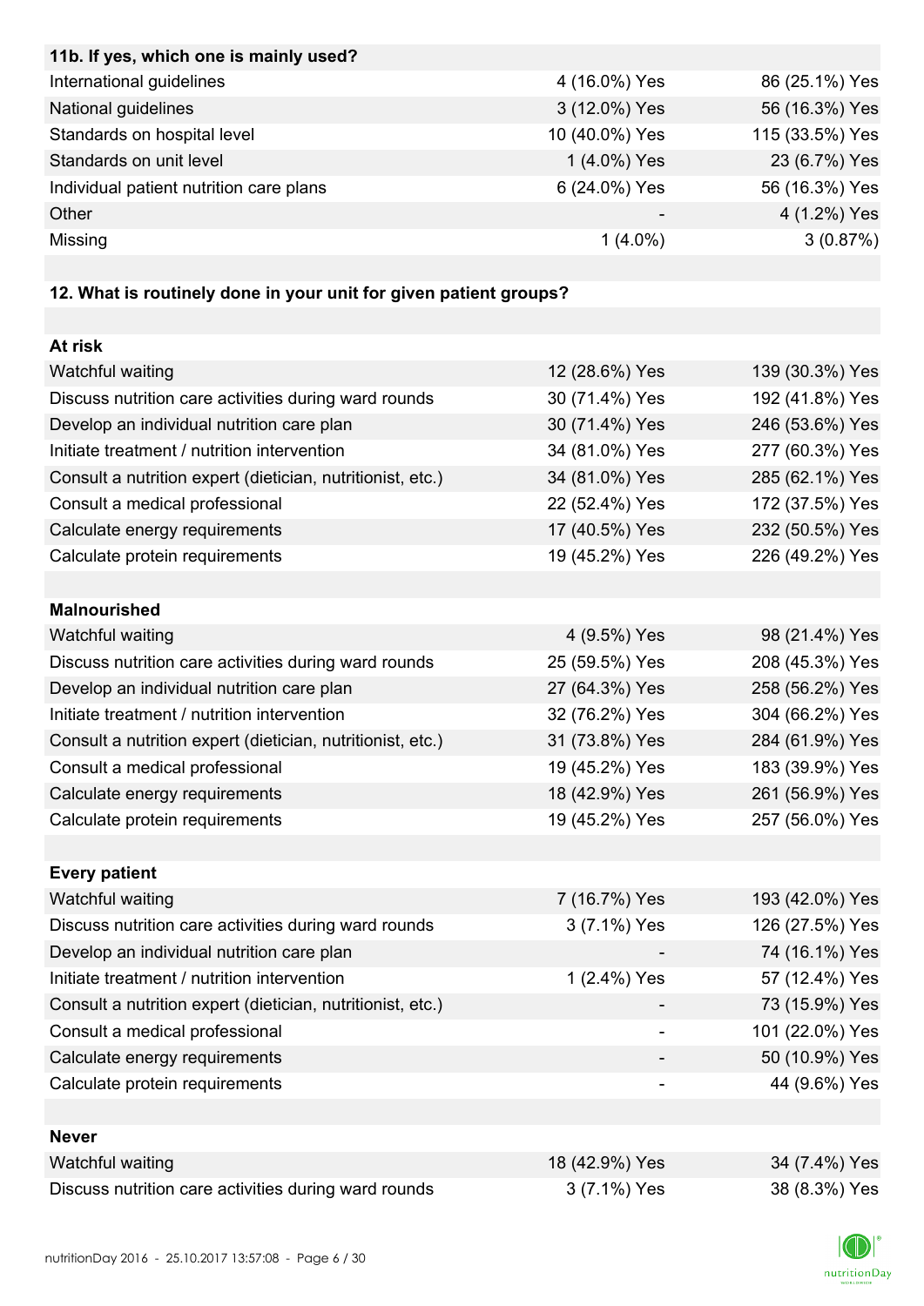| 11b. If yes, which one is mainly used? | | |
|---|---|---|
| International guidelines | 4 (16.0%) Yes | 86 (25.1%) Yes |
| National guidelines | 3 (12.0%) Yes | 56 (16.3%) Yes |
| Standards on hospital level | 10 (40.0%) Yes | 115 (33.5%) Yes |
| Standards on unit level | 1 (4.0%) Yes | 23 (6.7%) Yes |
| Individual patient nutrition care plans | 6 (24.0%) Yes | 56 (16.3%) Yes |
| Other | - | 4 (1.2%) Yes |
| Missing | 1 (4.0%) | 3 (0.87%) |

| 12. What is routinely done in your unit for given patient groups? | | |
|---|---|---|
| **At risk** | | |
| Watchful waiting | 12 (28.6%) Yes | 139 (30.3%) Yes |
| Discuss nutrition care activities during ward rounds | 30 (71.4%) Yes | 192 (41.8%) Yes |
| Develop an individual nutrition care plan | 30 (71.4%) Yes | 246 (53.6%) Yes |
| Initiate treatment / nutrition intervention | 34 (81.0%) Yes | 277 (60.3%) Yes |
| Consult a nutrition expert (dietician, nutritionist, etc.) | 34 (81.0%) Yes | 285 (62.1%) Yes |
| Consult a medical professional | 22 (52.4%) Yes | 172 (37.5%) Yes |
| Calculate energy requirements | 17 (40.5%) Yes | 232 (50.5%) Yes |
| Calculate protein requirements | 19 (45.2%) Yes | 226 (49.2%) Yes |
| **Malnourished** | | |
| Watchful waiting | 4 (9.5%) Yes | 98 (21.4%) Yes |
| Discuss nutrition care activities during ward rounds | 25 (59.5%) Yes | 208 (45.3%) Yes |
| Develop an individual nutrition care plan | 27 (64.3%) Yes | 258 (56.2%) Yes |
| Initiate treatment / nutrition intervention | 32 (76.2%) Yes | 304 (66.2%) Yes |
| Consult a nutrition expert (dietician, nutritionist, etc.) | 31 (73.8%) Yes | 284 (61.9%) Yes |
| Consult a medical professional | 19 (45.2%) Yes | 183 (39.9%) Yes |
| Calculate energy requirements | 18 (42.9%) Yes | 261 (56.9%) Yes |
| Calculate protein requirements | 19 (45.2%) Yes | 257 (56.0%) Yes |
| **Every patient** | | |
| Watchful waiting | 7 (16.7%) Yes | 193 (42.0%) Yes |
| Discuss nutrition care activities during ward rounds | 3 (7.1%) Yes | 126 (27.5%) Yes |
| Develop an individual nutrition care plan | - | 74 (16.1%) Yes |
| Initiate treatment / nutrition intervention | 1 (2.4%) Yes | 57 (12.4%) Yes |
| Consult a nutrition expert (dietician, nutritionist, etc.) | - | 73 (15.9%) Yes |
| Consult a medical professional | - | 101 (22.0%) Yes |
| Calculate energy requirements | - | 50 (10.9%) Yes |
| Calculate protein requirements | - | 44 (9.6%) Yes |
| **Never** | | |
| Watchful waiting | 18 (42.9%) Yes | 34 (7.4%) Yes |
| Discuss nutrition care activities during ward rounds | 3 (7.1%) Yes | 38 (8.3%) Yes |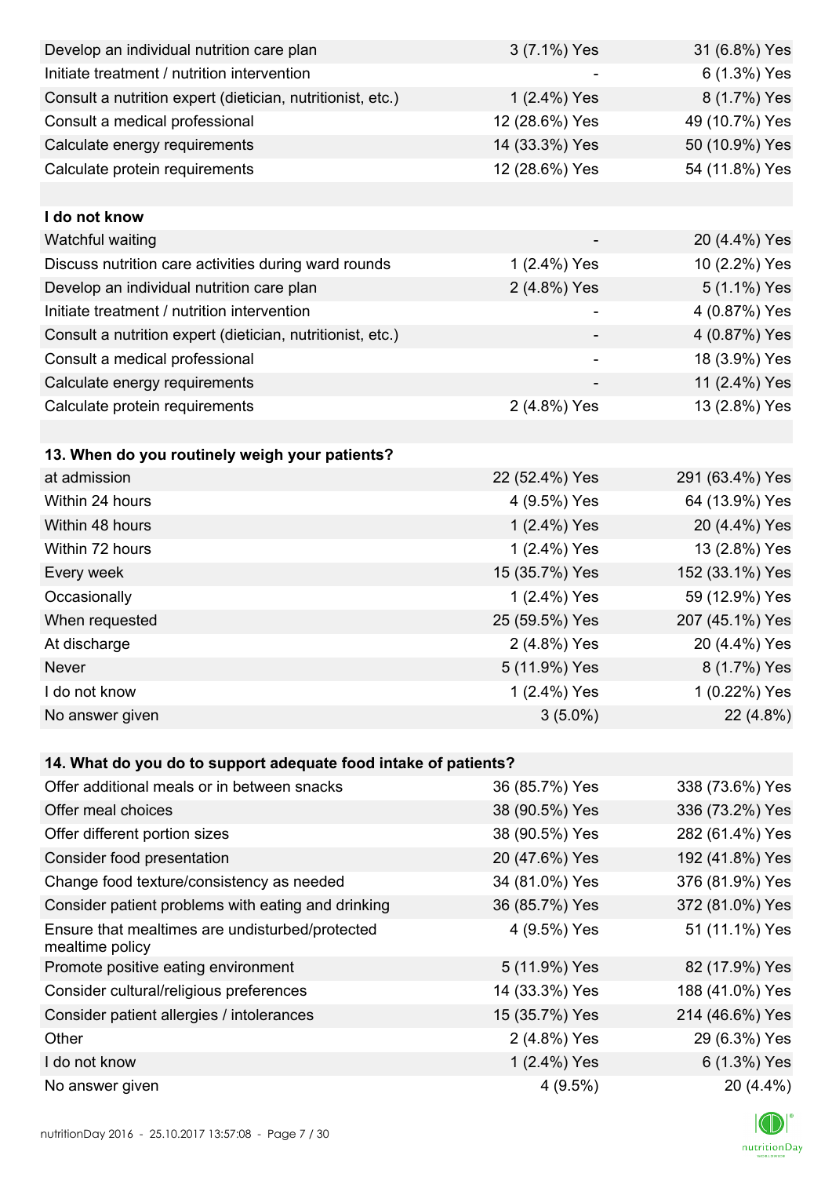| | | |
|---|---|---|
| Develop an individual nutrition care plan | 3 (7.1%) Yes | 31 (6.8%) Yes |
| Initiate treatment / nutrition intervention | - | 6 (1.3%) Yes |
| Consult a nutrition expert (dietician, nutritionist, etc.) | 1 (2.4%) Yes | 8 (1.7%) Yes |
| Consult a medical professional | 12 (28.6%) Yes | 49 (10.7%) Yes |
| Calculate energy requirements | 14 (33.3%) Yes | 50 (10.9%) Yes |
| Calculate protein requirements | 12 (28.6%) Yes | 54 (11.8%) Yes |
| | | |
| **I do not know** | | |
| Watchful waiting | - | 20 (4.4%) Yes |
| Discuss nutrition care activities during ward rounds | 1 (2.4%) Yes | 10 (2.2%) Yes |
| Develop an individual nutrition care plan | 2 (4.8%) Yes | 5 (1.1%) Yes |
| Initiate treatment / nutrition intervention | - | 4 (0.87%) Yes |
| Consult a nutrition expert (dietician, nutritionist, etc.) | - | 4 (0.87%) Yes |
| Consult a medical professional | - | 18 (3.9%) Yes |
| Calculate energy requirements | - | 11 (2.4%) Yes |
| Calculate protein requirements | 2 (4.8%) Yes | 13 (2.8%) Yes |

| **13. When do you routinely weigh your patients?** | | |
|---|---|---|
| at admission | 22 (52.4%) Yes | 291 (63.4%) Yes |
| Within 24 hours | 4 (9.5%) Yes | 64 (13.9%) Yes |
| Within 48 hours | 1 (2.4%) Yes | 20 (4.4%) Yes |
| Within 72 hours | 1 (2.4%) Yes | 13 (2.8%) Yes |
| Every week | 15 (35.7%) Yes | 152 (33.1%) Yes |
| Occasionally | 1 (2.4%) Yes | 59 (12.9%) Yes |
| When requested | 25 (59.5%) Yes | 207 (45.1%) Yes |
| At discharge | 2 (4.8%) Yes | 20 (4.4%) Yes |
| Never | 5 (11.9%) Yes | 8 (1.7%) Yes |
| I do not know | 1 (2.4%) Yes | 1 (0.22%) Yes |
| No answer given | 3 (5.0%) | 22 (4.8%) |

| **14. What do you do to support adequate food intake of patients?** | | |
|---|---|---|
| Offer additional meals or in between snacks | 36 (85.7%) Yes | 338 (73.6%) Yes |
| Offer meal choices | 38 (90.5%) Yes | 336 (73.2%) Yes |
| Offer different portion sizes | 38 (90.5%) Yes | 282 (61.4%) Yes |
| Consider food presentation | 20 (47.6%) Yes | 192 (41.8%) Yes |
| Change food texture/consistency as needed | 34 (81.0%) Yes | 376 (81.9%) Yes |
| Consider patient problems with eating and drinking | 36 (85.7%) Yes | 372 (81.0%) Yes |
| Ensure that mealtimes are undisturbed/protected mealtime policy | 4 (9.5%) Yes | 51 (11.1%) Yes |
| Promote positive eating environment | 5 (11.9%) Yes | 82 (17.9%) Yes |
| Consider cultural/religious preferences | 14 (33.3%) Yes | 188 (41.0%) Yes |
| Consider patient allergies / intolerances | 15 (35.7%) Yes | 214 (46.6%) Yes |
| Other | 2 (4.8%) Yes | 29 (6.3%) Yes |
| I do not know | 1 (2.4%) Yes | 6 (1.3%) Yes |
| No answer given | 4 (9.5%) | 20 (4.4%) |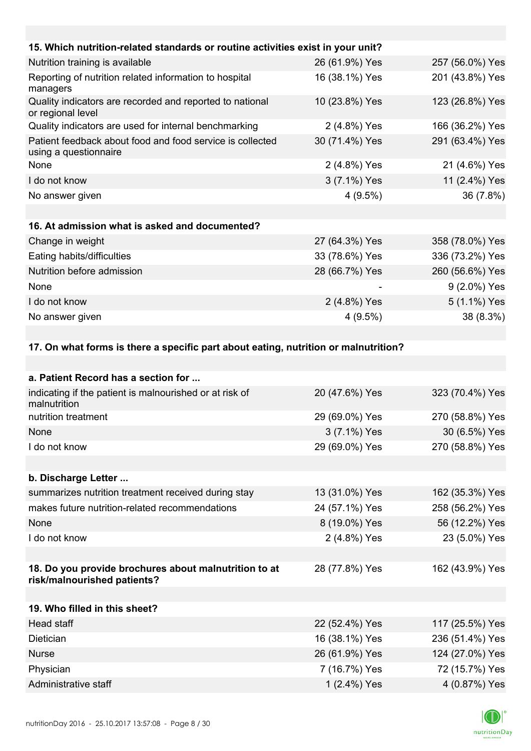| 15. Which nutrition-related standards or routine activities exist in your unit? | | |
|---|---|---|
| Nutrition training is available | 26 (61.9%) Yes | 257 (56.0%) Yes |
| Reporting of nutrition related information to hospital managers | 16 (38.1%) Yes | 201 (43.8%) Yes |
| Quality indicators are recorded and reported to national or regional level | 10 (23.8%) Yes | 123 (26.8%) Yes |
| Quality indicators are used for internal benchmarking | 2 (4.8%) Yes | 166 (36.2%) Yes |
| Patient feedback about food and food service is collected using a questionnaire | 30 (71.4%) Yes | 291 (63.4%) Yes |
| None | 2 (4.8%) Yes | 21 (4.6%) Yes |
| I do not know | 3 (7.1%) Yes | 11 (2.4%) Yes |
| No answer given | 4 (9.5%) | 36 (7.8%) |

| 16. At admission what is asked and documented? | | |
|---|---|---|
| Change in weight | 27 (64.3%) Yes | 358 (78.0%) Yes |
| Eating habits/difficulties | 33 (78.6%) Yes | 336 (73.2%) Yes |
| Nutrition before admission | 28 (66.7%) Yes | 260 (56.6%) Yes |
| None | - | 9 (2.0%) Yes |
| I do not know | 2 (4.8%) Yes | 5 (1.1%) Yes |
| No answer given | 4 (9.5%) | 38 (8.3%) |

**17. On what forms is there a specific part about eating, nutrition or malnutrition?**

| a. Patient Record has a section for ... | | |
|---|---|---|
| indicating if the patient is malnourished or at risk of malnutrition | 20 (47.6%) Yes | 323 (70.4%) Yes |
| nutrition treatment | 29 (69.0%) Yes | 270 (58.8%) Yes |
| None | 3 (7.1%) Yes | 30 (6.5%) Yes |
| I do not know | 29 (69.0%) Yes | 270 (58.8%) Yes |

| b. Discharge Letter ... | | |
|---|---|---|
| summarizes nutrition treatment received during stay | 13 (31.0%) Yes | 162 (35.3%) Yes |
| makes future nutrition-related recommendations | 24 (57.1%) Yes | 258 (56.2%) Yes |
| None | 8 (19.0%) Yes | 56 (12.2%) Yes |
| I do not know | 2 (4.8%) Yes | 23 (5.0%) Yes |

| 18. Do you provide brochures about malnutrition to at risk/malnourished patients? | 28 (77.8%) Yes | 162 (43.9%) Yes |
|---|---|---|

| 19. Who filled in this sheet? | | |
|---|---|---|
| Head staff | 22 (52.4%) Yes | 117 (25.5%) Yes |
| Dietician | 16 (38.1%) Yes | 236 (51.4%) Yes |
| Nurse | 26 (61.9%) Yes | 124 (27.0%) Yes |
| Physician | 7 (16.7%) Yes | 72 (15.7%) Yes |
| Administrative staff | 1 (2.4%) Yes | 4 (0.87%) Yes |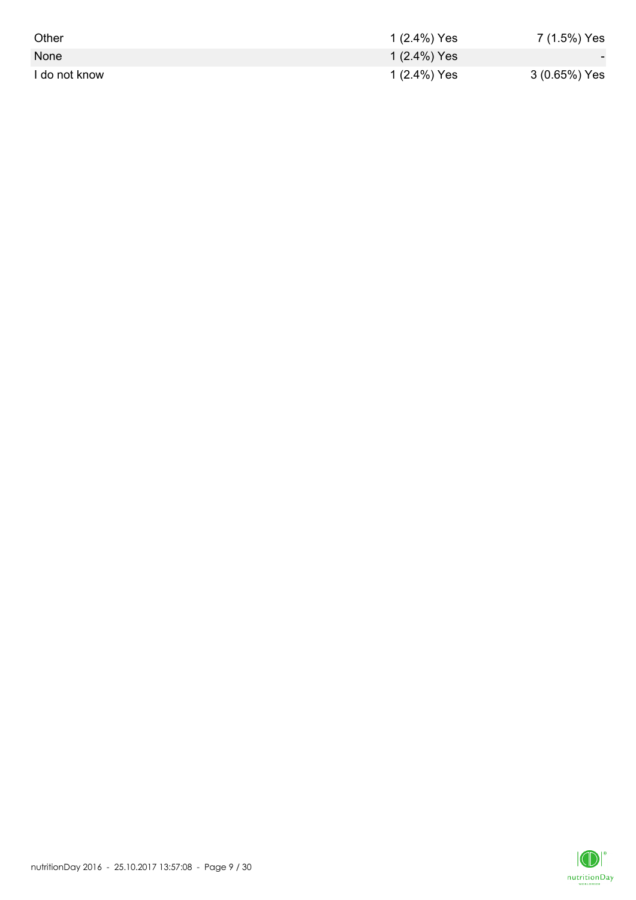| | | |
|---|---|---|
| Other | 1 (2.4%) Yes | 7 (1.5%) Yes |
| None | 1 (2.4%) Yes | - |
| I do not know | 1 (2.4%) Yes | 3 (0.65%) Yes |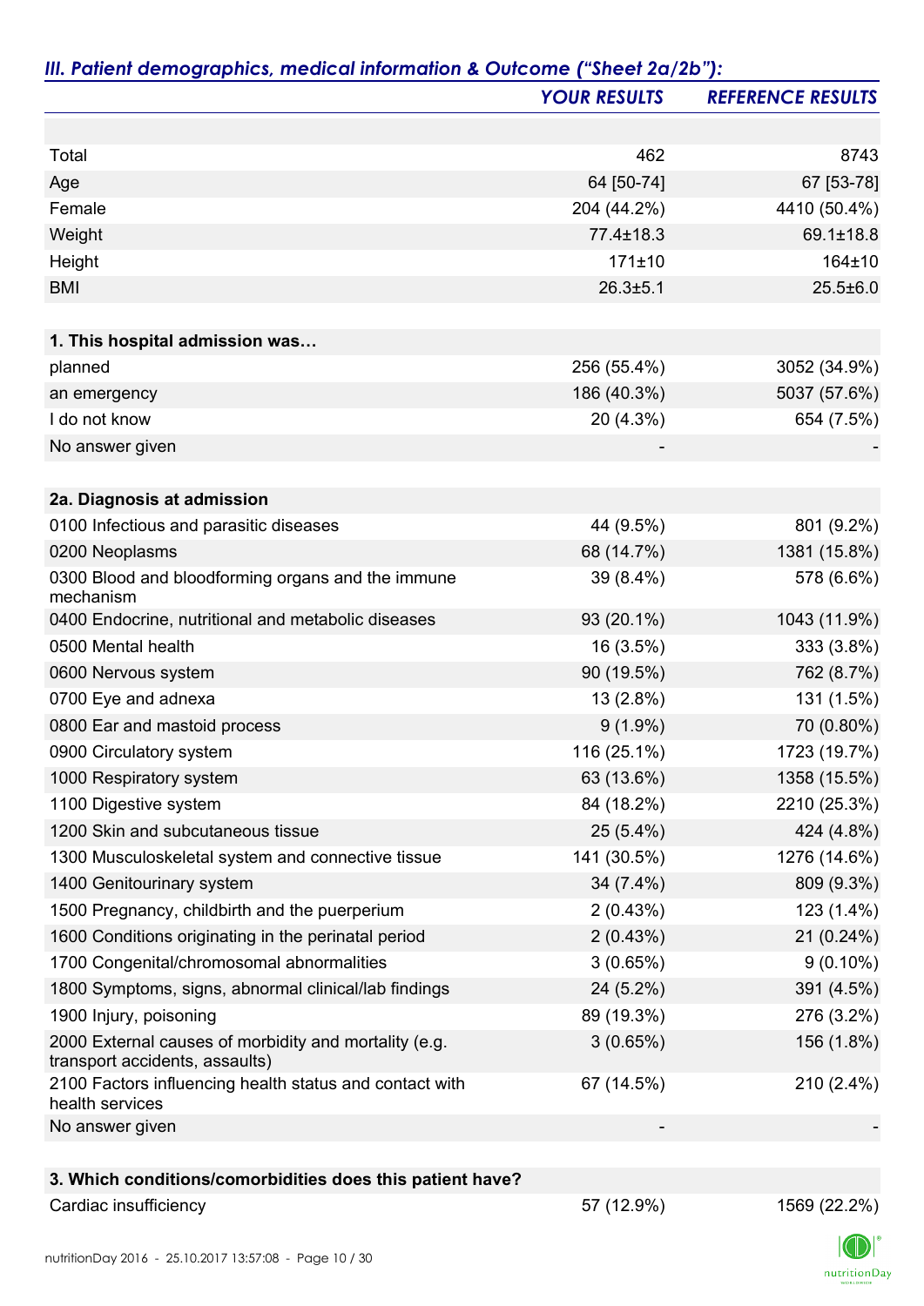## *III. Patient demographics, medical information & Outcome ("Sheet 2a/2b"):*

| | *YOUR RESULTS* | *REFERENCE RESULTS* |
|---|---|---|
| Total | 462 | 8743 |
| Age | 64 [50-74] | 67 [53-78] |
| Female | 204 (44.2%) | 4410 (50.4%) |
| Weight | 77.4±18.3 | 69.1±18.8 |
| Height | 171±10 | 164±10 |
| BMI | 26.3±5.1 | 25.5±6.0 |
| **1. This hospital admission was…** | | |
| planned | 256 (55.4%) | 3052 (34.9%) |
| an emergency | 186 (40.3%) | 5037 (57.6%) |
| I do not know | 20 (4.3%) | 654 (7.5%) |
| No answer given | - | - |
| **2a. Diagnosis at admission** | | |
| 0100 Infectious and parasitic diseases | 44 (9.5%) | 801 (9.2%) |
| 0200 Neoplasms | 68 (14.7%) | 1381 (15.8%) |
| 0300 Blood and bloodforming organs and the immune mechanism | 39 (8.4%) | 578 (6.6%) |
| 0400 Endocrine, nutritional and metabolic diseases | 93 (20.1%) | 1043 (11.9%) |
| 0500 Mental health | 16 (3.5%) | 333 (3.8%) |
| 0600 Nervous system | 90 (19.5%) | 762 (8.7%) |
| 0700 Eye and adnexa | 13 (2.8%) | 131 (1.5%) |
| 0800 Ear and mastoid process | 9 (1.9%) | 70 (0.80%) |
| 0900 Circulatory system | 116 (25.1%) | 1723 (19.7%) |
| 1000 Respiratory system | 63 (13.6%) | 1358 (15.5%) |
| 1100 Digestive system | 84 (18.2%) | 2210 (25.3%) |
| 1200 Skin and subcutaneous tissue | 25 (5.4%) | 424 (4.8%) |
| 1300 Musculoskeletal system and connective tissue | 141 (30.5%) | 1276 (14.6%) |
| 1400 Genitourinary system | 34 (7.4%) | 809 (9.3%) |
| 1500 Pregnancy, childbirth and the puerperium | 2 (0.43%) | 123 (1.4%) |
| 1600 Conditions originating in the perinatal period | 2 (0.43%) | 21 (0.24%) |
| 1700 Congenital/chromosomal abnormalities | 3 (0.65%) | 9 (0.10%) |
| 1800 Symptoms, signs, abnormal clinical/lab findings | 24 (5.2%) | 391 (4.5%) |
| 1900 Injury, poisoning | 89 (19.3%) | 276 (3.2%) |
| 2000 External causes of morbidity and mortality (e.g. transport accidents, assaults) | 3 (0.65%) | 156 (1.8%) |
| 2100 Factors influencing health status and contact with health services | 67 (14.5%) | 210 (2.4%) |
| No answer given | - | - |
| **3. Which conditions/comorbidities does this patient have?** | | |
| Cardiac insufficiency | 57 (12.9%) | 1569 (22.2%) |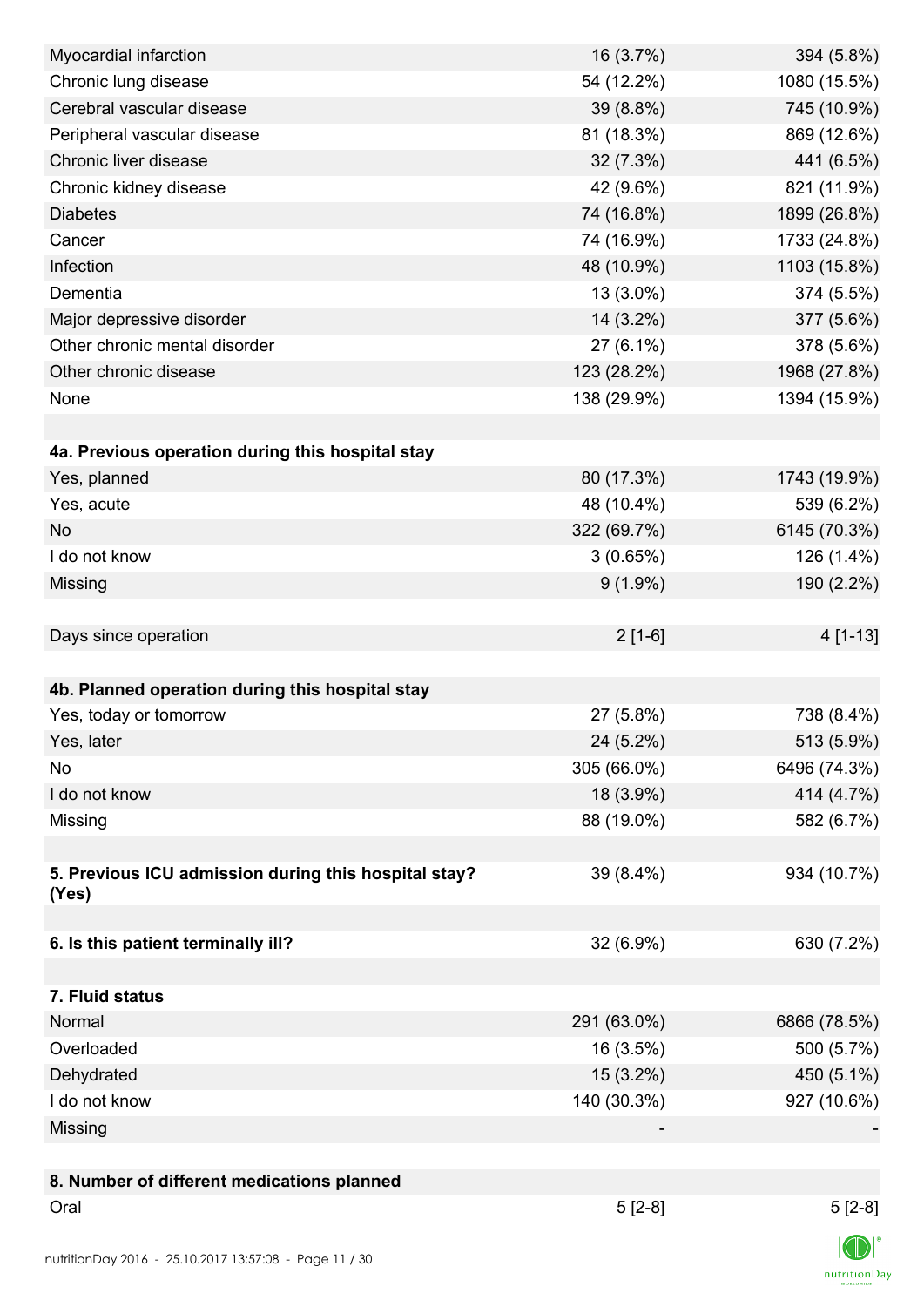| | | |
|---|---|---|
| Myocardial infarction | 16 (3.7%) | 394 (5.8%) |
| Chronic lung disease | 54 (12.2%) | 1080 (15.5%) |
| Cerebral vascular disease | 39 (8.8%) | 745 (10.9%) |
| Peripheral vascular disease | 81 (18.3%) | 869 (12.6%) |
| Chronic liver disease | 32 (7.3%) | 441 (6.5%) |
| Chronic kidney disease | 42 (9.6%) | 821 (11.9%) |
| Diabetes | 74 (16.8%) | 1899 (26.8%) |
| Cancer | 74 (16.9%) | 1733 (24.8%) |
| Infection | 48 (10.9%) | 1103 (15.8%) |
| Dementia | 13 (3.0%) | 374 (5.5%) |
| Major depressive disorder | 14 (3.2%) | 377 (5.6%) |
| Other chronic mental disorder | 27 (6.1%) | 378 (5.6%) |
| Other chronic disease | 123 (28.2%) | 1968 (27.8%) |
| None | 138 (29.9%) | 1394 (15.9%) |
| | | |
| **4a. Previous operation during this hospital stay** | | |
| Yes, planned | 80 (17.3%) | 1743 (19.9%) |
| Yes, acute | 48 (10.4%) | 539 (6.2%) |
| No | 322 (69.7%) | 6145 (70.3%) |
| I do not know | 3 (0.65%) | 126 (1.4%) |
| Missing | 9 (1.9%) | 190 (2.2%) |
| | | |
| Days since operation | 2 [1-6] | 4 [1-13] |
| | | |
| **4b. Planned operation during this hospital stay** | | |
| Yes, today or tomorrow | 27 (5.8%) | 738 (8.4%) |
| Yes, later | 24 (5.2%) | 513 (5.9%) |
| No | 305 (66.0%) | 6496 (74.3%) |
| I do not know | 18 (3.9%) | 414 (4.7%) |
| Missing | 88 (19.0%) | 582 (6.7%) |
| | | |
| **5. Previous ICU admission during this hospital stay? (Yes)** | 39 (8.4%) | 934 (10.7%) |
| | | |
| **6. Is this patient terminally ill?** | 32 (6.9%) | 630 (7.2%) |
| | | |
| **7. Fluid status** | | |
| Normal | 291 (63.0%) | 6866 (78.5%) |
| Overloaded | 16 (3.5%) | 500 (5.7%) |
| Dehydrated | 15 (3.2%) | 450 (5.1%) |
| I do not know | 140 (30.3%) | 927 (10.6%) |
| Missing | - | - |
| | | |
| **8. Number of different medications planned** | | |
| Oral | 5 [2-8] | 5 [2-8] |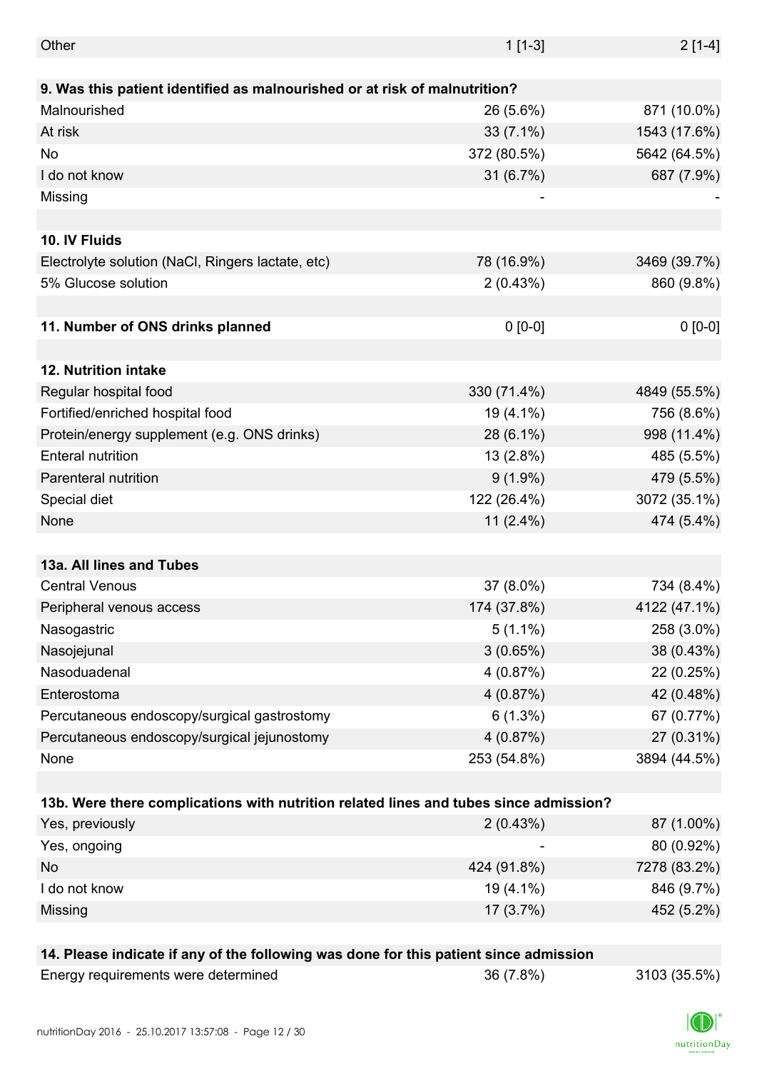| | | |
|---|---|---|
| Other | 1 [1-3] | 2 [1-4] |
| | | |
| **9. Was this patient identified as malnourished or at risk of malnutrition?** | | |
| Malnourished | 26 (5.6%) | 871 (10.0%) |
| At risk | 33 (7.1%) | 1543 (17.6%) |
| No | 372 (80.5%) | 5642 (64.5%) |
| I do not know | 31 (6.7%) | 687 (7.9%) |
| Missing | - | - |
| | | |
| **10. IV Fluids** | | |
| Electrolyte solution (NaCl, Ringers lactate, etc) | 78 (16.9%) | 3469 (39.7%) |
| 5% Glucose solution | 2 (0.43%) | 860 (9.8%) |
| | | |
| **11. Number of ONS drinks planned** | 0 [0-0] | 0 [0-0] |
| | | |
| **12. Nutrition intake** | | |
| Regular hospital food | 330 (71.4%) | 4849 (55.5%) |
| Fortified/enriched hospital food | 19 (4.1%) | 756 (8.6%) |
| Protein/energy supplement (e.g. ONS drinks) | 28 (6.1%) | 998 (11.4%) |
| Enteral nutrition | 13 (2.8%) | 485 (5.5%) |
| Parenteral nutrition | 9 (1.9%) | 479 (5.5%) |
| Special diet | 122 (26.4%) | 3072 (35.1%) |
| None | 11 (2.4%) | 474 (5.4%) |
| | | |
| **13a. All lines and Tubes** | | |
| Central Venous | 37 (8.0%) | 734 (8.4%) |
| Peripheral venous access | 174 (37.8%) | 4122 (47.1%) |
| Nasogastric | 5 (1.1%) | 258 (3.0%) |
| Nasojejunal | 3 (0.65%) | 38 (0.43%) |
| Nasoduadenal | 4 (0.87%) | 22 (0.25%) |
| Enterostoma | 4 (0.87%) | 42 (0.48%) |
| Percutaneous endoscopy/surgical gastrostomy | 6 (1.3%) | 67 (0.77%) |
| Percutaneous endoscopy/surgical jejunostomy | 4 (0.87%) | 27 (0.31%) |
| None | 253 (54.8%) | 3894 (44.5%) |
| | | |
| **13b. Were there complications with nutrition related lines and tubes since admission?** | | |
| Yes, previously | 2 (0.43%) | 87 (1.00%) |
| Yes, ongoing | - | 80 (0.92%) |
| No | 424 (91.8%) | 7278 (83.2%) |
| I do not know | 19 (4.1%) | 846 (9.7%) |
| Missing | 17 (3.7%) | 452 (5.2%) |
| | | |
| **14. Please indicate if any of the following was done for this patient since admission** | | |
| Energy requirements were determined | 36 (7.8%) | 3103 (35.5%) |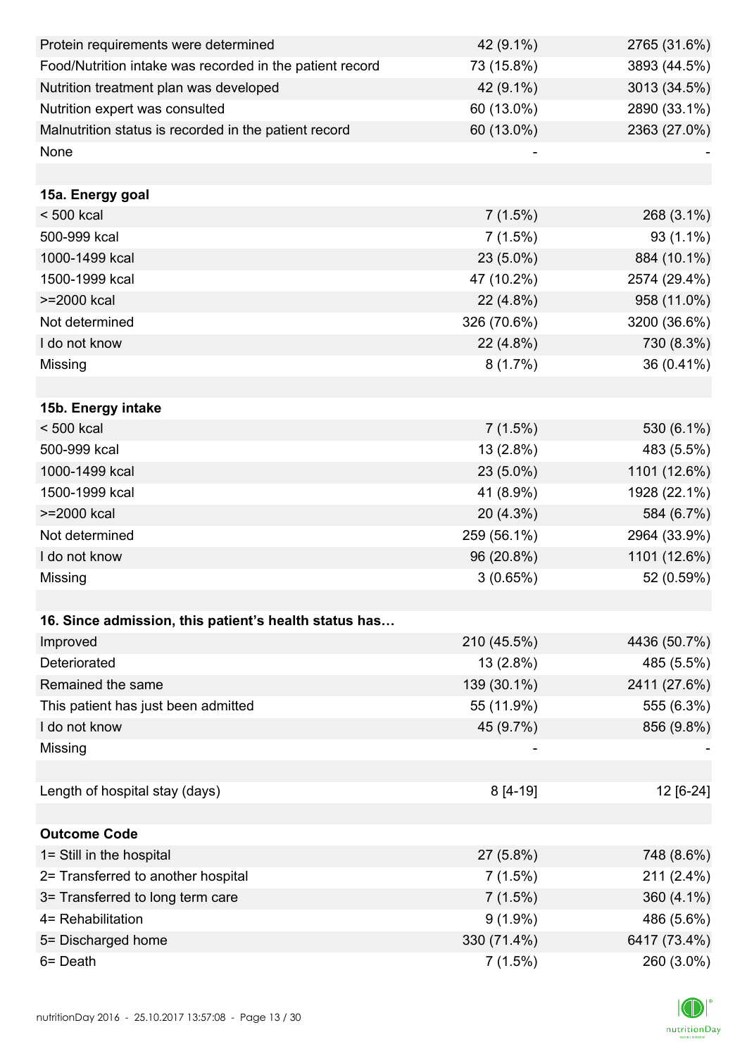| | | |
|---|---|---|
| Protein requirements were determined | 42 (9.1%) | 2765 (31.6%) |
| Food/Nutrition intake was recorded in the patient record | 73 (15.8%) | 3893 (44.5%) |
| Nutrition treatment plan was developed | 42 (9.1%) | 3013 (34.5%) |
| Nutrition expert was consulted | 60 (13.0%) | 2890 (33.1%) |
| Malnutrition status is recorded in the patient record | 60 (13.0%) | 2363 (27.0%) |
| None | - | - |
| | | |
| **15a. Energy goal** | | |
| < 500 kcal | 7 (1.5%) | 268 (3.1%) |
| 500-999 kcal | 7 (1.5%) | 93 (1.1%) |
| 1000-1499 kcal | 23 (5.0%) | 884 (10.1%) |
| 1500-1999 kcal | 47 (10.2%) | 2574 (29.4%) |
| >=2000 kcal | 22 (4.8%) | 958 (11.0%) |
| Not determined | 326 (70.6%) | 3200 (36.6%) |
| I do not know | 22 (4.8%) | 730 (8.3%) |
| Missing | 8 (1.7%) | 36 (0.41%) |
| | | |
| **15b. Energy intake** | | |
| < 500 kcal | 7 (1.5%) | 530 (6.1%) |
| 500-999 kcal | 13 (2.8%) | 483 (5.5%) |
| 1000-1499 kcal | 23 (5.0%) | 1101 (12.6%) |
| 1500-1999 kcal | 41 (8.9%) | 1928 (22.1%) |
| >=2000 kcal | 20 (4.3%) | 584 (6.7%) |
| Not determined | 259 (56.1%) | 2964 (33.9%) |
| I do not know | 96 (20.8%) | 1101 (12.6%) |
| Missing | 3 (0.65%) | 52 (0.59%) |
| | | |
| **16. Since admission, this patient's health status has…** | | |
| Improved | 210 (45.5%) | 4436 (50.7%) |
| Deteriorated | 13 (2.8%) | 485 (5.5%) |
| Remained the same | 139 (30.1%) | 2411 (27.6%) |
| This patient has just been admitted | 55 (11.9%) | 555 (6.3%) |
| I do not know | 45 (9.7%) | 856 (9.8%) |
| Missing | - | - |
| | | |
| Length of hospital stay (days) | 8 [4-19] | 12 [6-24] |
| | | |
| **Outcome Code** | | |
| 1= Still in the hospital | 27 (5.8%) | 748 (8.6%) |
| 2= Transferred to another hospital | 7 (1.5%) | 211 (2.4%) |
| 3= Transferred to long term care | 7 (1.5%) | 360 (4.1%) |
| 4= Rehabilitation | 9 (1.9%) | 486 (5.6%) |
| 5= Discharged home | 330 (71.4%) | 6417 (73.4%) |
| 6= Death | 7 (1.5%) | 260 (3.0%) |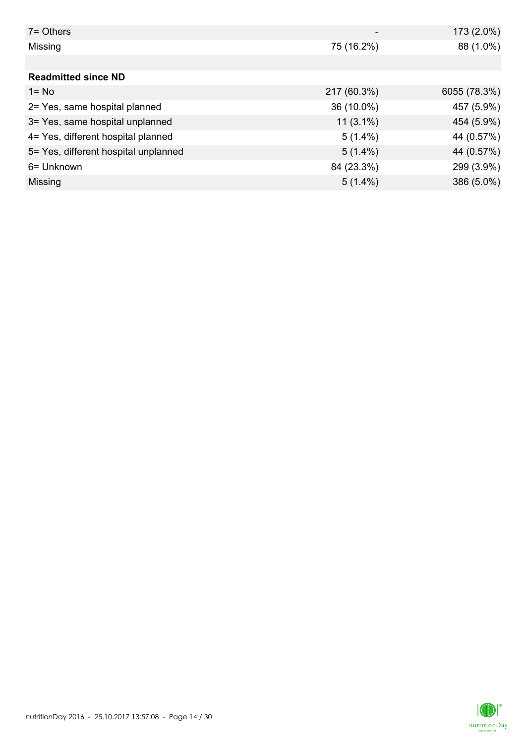| | | |
|---|---|---|
| 7= Others | - | 173 (2.0%) |
| Missing | 75 (16.2%) | 88 (1.0%) |
| | | |
| **Readmitted since ND** | | |
| 1= No | 217 (60.3%) | 6055 (78.3%) |
| 2= Yes, same hospital planned | 36 (10.0%) | 457 (5.9%) |
| 3= Yes, same hospital unplanned | 11 (3.1%) | 454 (5.9%) |
| 4= Yes, different hospital planned | 5 (1.4%) | 44 (0.57%) |
| 5= Yes, different hospital unplanned | 5 (1.4%) | 44 (0.57%) |
| 6= Unknown | 84 (23.3%) | 299 (3.9%) |
| Missing | 5 (1.4%) | 386 (5.0%) |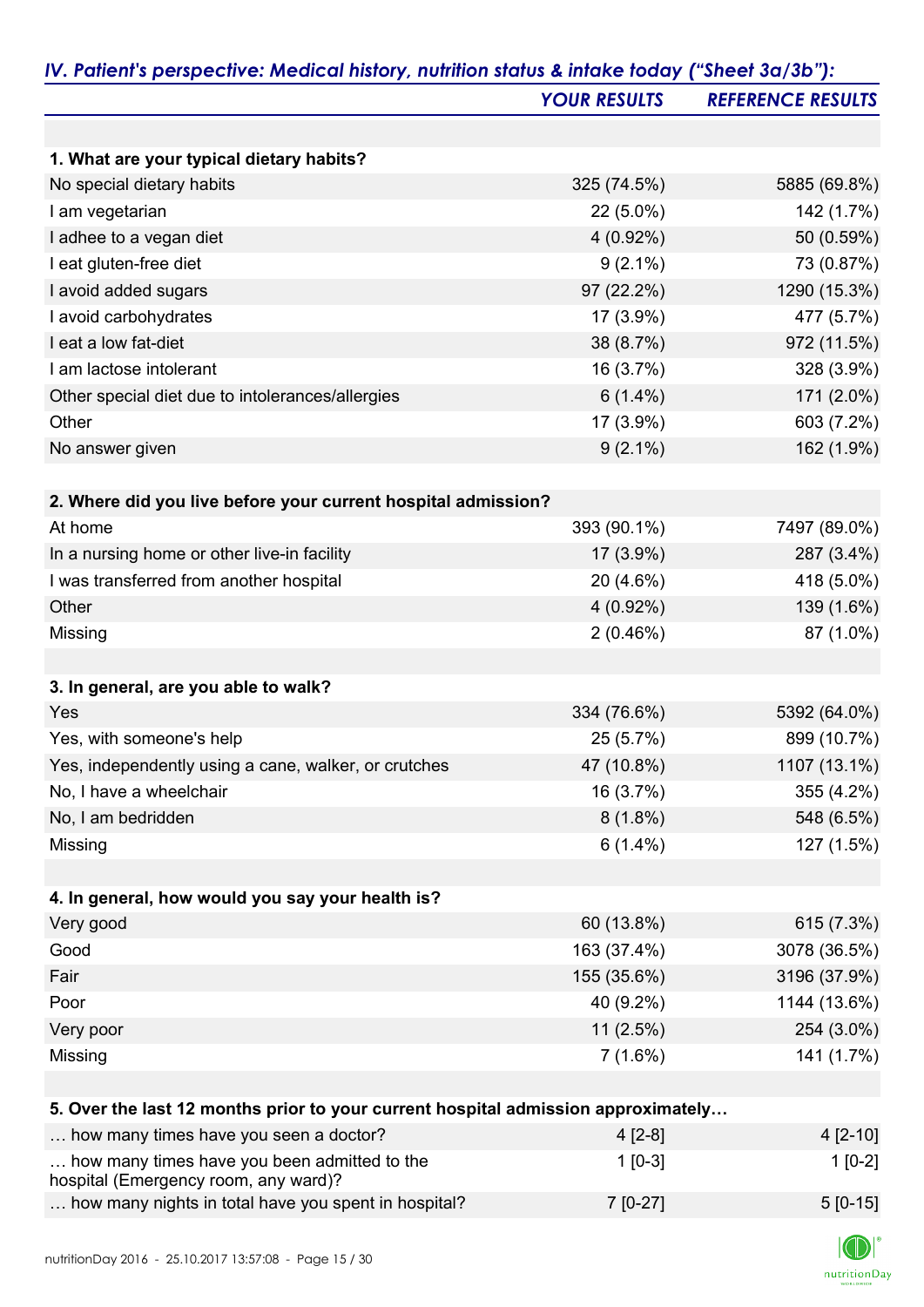## *IV. Patient's perspective: Medical history, nutrition status & intake today ("Sheet 3a/3b"):*

| | *YOUR RESULTS* | *REFERENCE RESULTS* |
|---|---|---|
| **1. What are your typical dietary habits?** | | |
| No special dietary habits | 325 (74.5%) | 5885 (69.8%) |
| I am vegetarian | 22 (5.0%) | 142 (1.7%) |
| I adhee to a vegan diet | 4 (0.92%) | 50 (0.59%) |
| I eat gluten-free diet | 9 (2.1%) | 73 (0.87%) |
| I avoid added sugars | 97 (22.2%) | 1290 (15.3%) |
| I avoid carbohydrates | 17 (3.9%) | 477 (5.7%) |
| I eat a low fat-diet | 38 (8.7%) | 972 (11.5%) |
| I am lactose intolerant | 16 (3.7%) | 328 (3.9%) |
| Other special diet due to intolerances/allergies | 6 (1.4%) | 171 (2.0%) |
| Other | 17 (3.9%) | 603 (7.2%) |
| No answer given | 9 (2.1%) | 162 (1.9%) |
| **2. Where did you live before your current hospital admission?** | | |
| At home | 393 (90.1%) | 7497 (89.0%) |
| In a nursing home or other live-in facility | 17 (3.9%) | 287 (3.4%) |
| I was transferred from another hospital | 20 (4.6%) | 418 (5.0%) |
| Other | 4 (0.92%) | 139 (1.6%) |
| Missing | 2 (0.46%) | 87 (1.0%) |
| **3. In general, are you able to walk?** | | |
| Yes | 334 (76.6%) | 5392 (64.0%) |
| Yes, with someone's help | 25 (5.7%) | 899 (10.7%) |
| Yes, independently using a cane, walker, or crutches | 47 (10.8%) | 1107 (13.1%) |
| No, I have a wheelchair | 16 (3.7%) | 355 (4.2%) |
| No, I am bedridden | 8 (1.8%) | 548 (6.5%) |
| Missing | 6 (1.4%) | 127 (1.5%) |
| **4. In general, how would you say your health is?** | | |
| Very good | 60 (13.8%) | 615 (7.3%) |
| Good | 163 (37.4%) | 3078 (36.5%) |
| Fair | 155 (35.6%) | 3196 (37.9%) |
| Poor | 40 (9.2%) | 1144 (13.6%) |
| Very poor | 11 (2.5%) | 254 (3.0%) |
| Missing | 7 (1.6%) | 141 (1.7%) |
| **5. Over the last 12 months prior to your current hospital admission approximately…** | | |
| … how many times have you seen a doctor? | 4 [2-8] | 4 [2-10] |
| … how many times have you been admitted to the hospital (Emergency room, any ward)? | 1 [0-3] | 1 [0-2] |
| … how many nights in total have you spent in hospital? | 7 [0-27] | 5 [0-15] |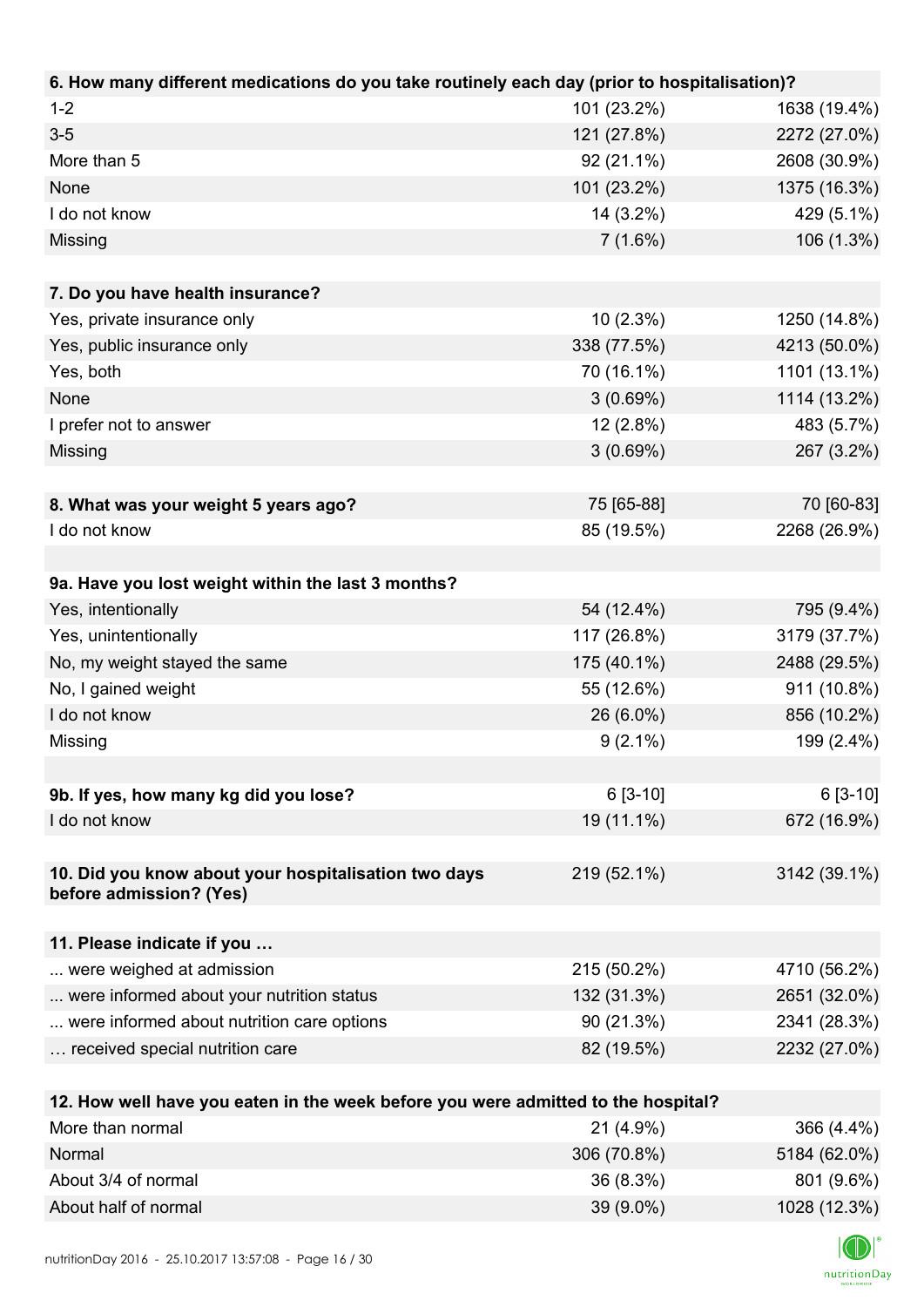| 6. How many different medications do you take routinely each day (prior to hospitalisation)? | | |
|---|---|---|
| 1-2 | 101 (23.2%) | 1638 (19.4%) |
| 3-5 | 121 (27.8%) | 2272 (27.0%) |
| More than 5 | 92 (21.1%) | 2608 (30.9%) |
| None | 101 (23.2%) | 1375 (16.3%) |
| I do not know | 14 (3.2%) | 429 (5.1%) |
| Missing | 7 (1.6%) | 106 (1.3%) |

| 7. Do you have health insurance? | | |
|---|---|---|
| Yes, private insurance only | 10 (2.3%) | 1250 (14.8%) |
| Yes, public insurance only | 338 (77.5%) | 4213 (50.0%) |
| Yes, both | 70 (16.1%) | 1101 (13.1%) |
| None | 3 (0.69%) | 1114 (13.2%) |
| I prefer not to answer | 12 (2.8%) | 483 (5.7%) |
| Missing | 3 (0.69%) | 267 (3.2%) |

| 8. What was your weight 5 years ago? | 75 [65-88] | 70 [60-83] |
|---|---|---|
| I do not know | 85 (19.5%) | 2268 (26.9%) |

| 9a. Have you lost weight within the last 3 months? | | |
|---|---|---|
| Yes, intentionally | 54 (12.4%) | 795 (9.4%) |
| Yes, unintentionally | 117 (26.8%) | 3179 (37.7%) |
| No, my weight stayed the same | 175 (40.1%) | 2488 (29.5%) |
| No, I gained weight | 55 (12.6%) | 911 (10.8%) |
| I do not know | 26 (6.0%) | 856 (10.2%) |
| Missing | 9 (2.1%) | 199 (2.4%) |

| 9b. If yes, how many kg did you lose? | 6 [3-10] | 6 [3-10] |
|---|---|---|
| I do not know | 19 (11.1%) | 672 (16.9%) |

| 10. Did you know about your hospitalisation two days before admission? (Yes) | 219 (52.1%) | 3142 (39.1%) |
|---|---|---|

| 11. Please indicate if you … | | |
|---|---|---|
| ... were weighed at admission | 215 (50.2%) | 4710 (56.2%) |
| ... were informed about your nutrition status | 132 (31.3%) | 2651 (32.0%) |
| ... were informed about nutrition care options | 90 (21.3%) | 2341 (28.3%) |
| … received special nutrition care | 82 (19.5%) | 2232 (27.0%) |

| 12. How well have you eaten in the week before you were admitted to the hospital? | | |
|---|---|---|
| More than normal | 21 (4.9%) | 366 (4.4%) |
| Normal | 306 (70.8%) | 5184 (62.0%) |
| About 3/4 of normal | 36 (8.3%) | 801 (9.6%) |
| About half of normal | 39 (9.0%) | 1028 (12.3%) |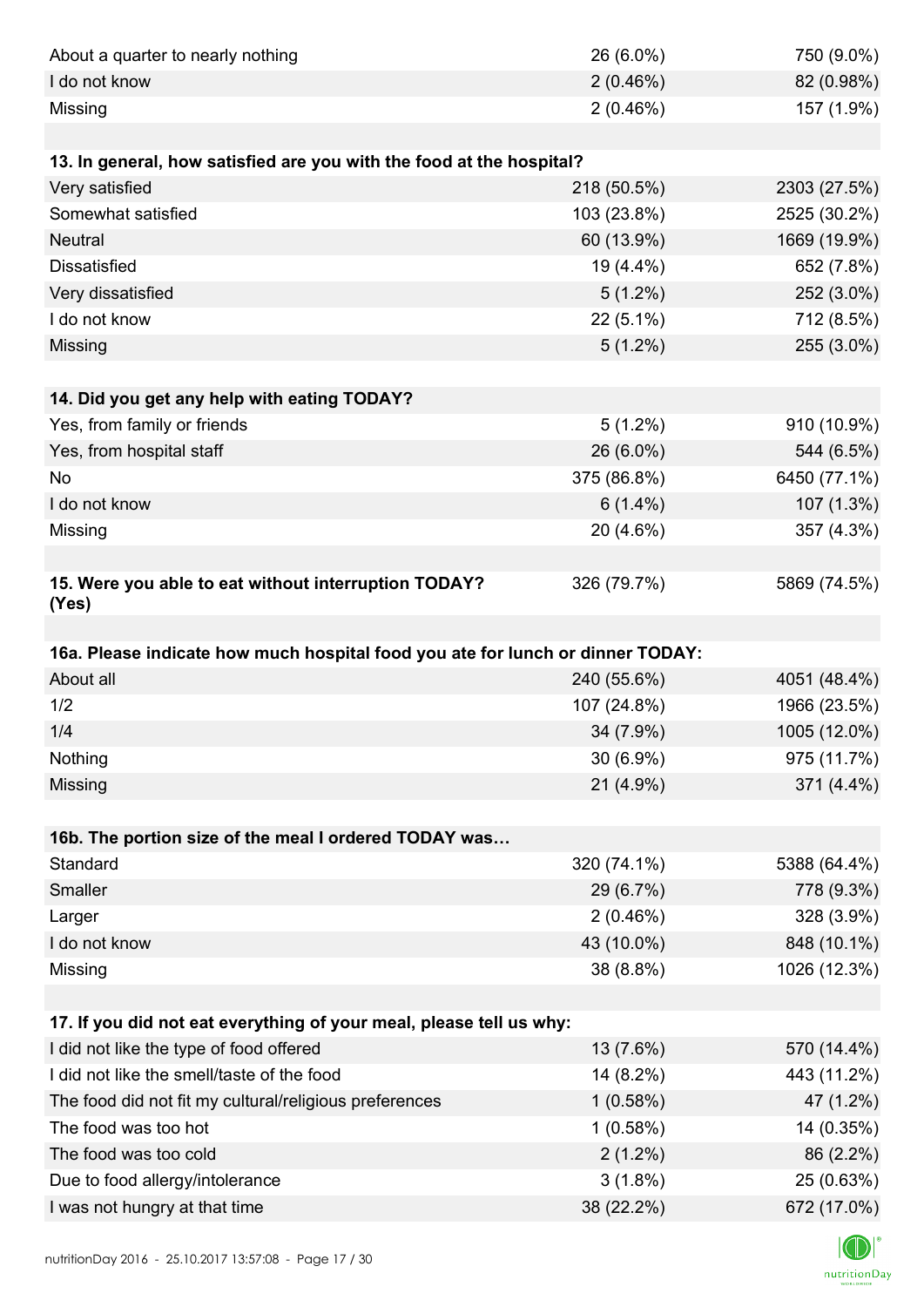| | | |
|---|---|---|
| About a quarter to nearly nothing | 26 (6.0%) | 750 (9.0%) |
| I do not know | 2 (0.46%) | 82 (0.98%) |
| Missing | 2 (0.46%) | 157 (1.9%) |

| **13. In general, how satisfied are you with the food at the hospital?** | | |
|---|---|---|
| Very satisfied | 218 (50.5%) | 2303 (27.5%) |
| Somewhat satisfied | 103 (23.8%) | 2525 (30.2%) |
| Neutral | 60 (13.9%) | 1669 (19.9%) |
| Dissatisfied | 19 (4.4%) | 652 (7.8%) |
| Very dissatisfied | 5 (1.2%) | 252 (3.0%) |
| I do not know | 22 (5.1%) | 712 (8.5%) |
| Missing | 5 (1.2%) | 255 (3.0%) |

| **14. Did you get any help with eating TODAY?** | | |
|---|---|---|
| Yes, from family or friends | 5 (1.2%) | 910 (10.9%) |
| Yes, from hospital staff | 26 (6.0%) | 544 (6.5%) |
| No | 375 (86.8%) | 6450 (77.1%) |
| I do not know | 6 (1.4%) | 107 (1.3%) |
| Missing | 20 (4.6%) | 357 (4.3%) |

| **15. Were you able to eat without interruption TODAY? (Yes)** | 326 (79.7%) | 5869 (74.5%) |
|---|---|---|

| **16a. Please indicate how much hospital food you ate for lunch or dinner TODAY:** | | |
|---|---|---|
| About all | 240 (55.6%) | 4051 (48.4%) |
| 1/2 | 107 (24.8%) | 1966 (23.5%) |
| 1/4 | 34 (7.9%) | 1005 (12.0%) |
| Nothing | 30 (6.9%) | 975 (11.7%) |
| Missing | 21 (4.9%) | 371 (4.4%) |

| **16b. The portion size of the meal I ordered TODAY was…** | | |
|---|---|---|
| Standard | 320 (74.1%) | 5388 (64.4%) |
| Smaller | 29 (6.7%) | 778 (9.3%) |
| Larger | 2 (0.46%) | 328 (3.9%) |
| I do not know | 43 (10.0%) | 848 (10.1%) |
| Missing | 38 (8.8%) | 1026 (12.3%) |

| **17. If you did not eat everything of your meal, please tell us why:** | | |
|---|---|---|
| I did not like the type of food offered | 13 (7.6%) | 570 (14.4%) |
| I did not like the smell/taste of the food | 14 (8.2%) | 443 (11.2%) |
| The food did not fit my cultural/religious preferences | 1 (0.58%) | 47 (1.2%) |
| The food was too hot | 1 (0.58%) | 14 (0.35%) |
| The food was too cold | 2 (1.2%) | 86 (2.2%) |
| Due to food allergy/intolerance | 3 (1.8%) | 25 (0.63%) |
| I was not hungry at that time | 38 (22.2%) | 672 (17.0%) |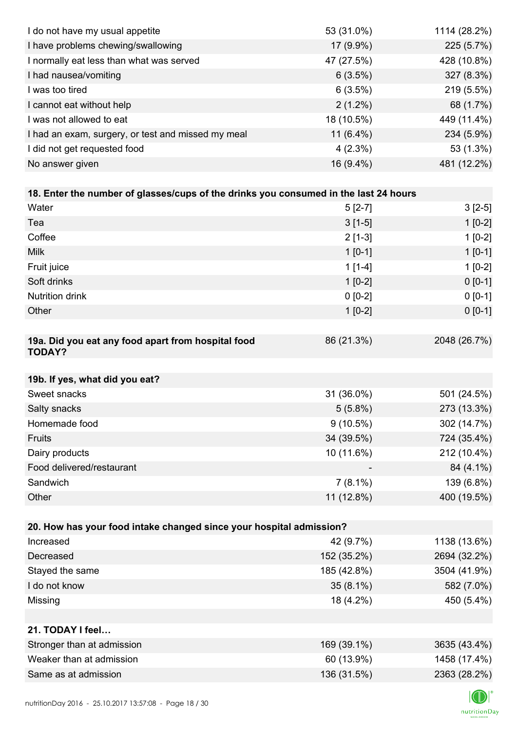| | | |
|---|---|---|
| I do not have my usual appetite | 53 (31.0%) | 1114 (28.2%) |
| I have problems chewing/swallowing | 17 (9.9%) | 225 (5.7%) |
| I normally eat less than what was served | 47 (27.5%) | 428 (10.8%) |
| I had nausea/vomiting | 6 (3.5%) | 327 (8.3%) |
| I was too tired | 6 (3.5%) | 219 (5.5%) |
| I cannot eat without help | 2 (1.2%) | 68 (1.7%) |
| I was not allowed to eat | 18 (10.5%) | 449 (11.4%) |
| I had an exam, surgery, or test and missed my meal | 11 (6.4%) | 234 (5.9%) |
| I did not get requested food | 4 (2.3%) | 53 (1.3%) |
| No answer given | 16 (9.4%) | 481 (12.2%) |

| **18. Enter the number of glasses/cups of the drinks you consumed in the last 24 hours** | | |
|---|---|---|
| Water | 5 [2-7] | 3 [2-5] |
| Tea | 3 [1-5] | 1 [0-2] |
| Coffee | 2 [1-3] | 1 [0-2] |
| Milk | 1 [0-1] | 1 [0-1] |
| Fruit juice | 1 [1-4] | 1 [0-2] |
| Soft drinks | 1 [0-2] | 0 [0-1] |
| Nutrition drink | 0 [0-2] | 0 [0-1] |
| Other | 1 [0-2] | 0 [0-1] |

| **19a. Did you eat any food apart from hospital food TODAY?** | 86 (21.3%) | 2048 (26.7%) |
|---|---|---|

| **19b. If yes, what did you eat?** | | |
|---|---|---|
| Sweet snacks | 31 (36.0%) | 501 (24.5%) |
| Salty snacks | 5 (5.8%) | 273 (13.3%) |
| Homemade food | 9 (10.5%) | 302 (14.7%) |
| Fruits | 34 (39.5%) | 724 (35.4%) |
| Dairy products | 10 (11.6%) | 212 (10.4%) |
| Food delivered/restaurant | - | 84 (4.1%) |
| Sandwich | 7 (8.1%) | 139 (6.8%) |
| Other | 11 (12.8%) | 400 (19.5%) |

| **20. How has your food intake changed since your hospital admission?** | | |
|---|---|---|
| Increased | 42 (9.7%) | 1138 (13.6%) |
| Decreased | 152 (35.2%) | 2694 (32.2%) |
| Stayed the same | 185 (42.8%) | 3504 (41.9%) |
| I do not know | 35 (8.1%) | 582 (7.0%) |
| Missing | 18 (4.2%) | 450 (5.4%) |

| **21. TODAY I feel…** | | |
|---|---|---|
| Stronger than at admission | 169 (39.1%) | 3635 (43.4%) |
| Weaker than at admission | 60 (13.9%) | 1458 (17.4%) |
| Same as at admission | 136 (31.5%) | 2363 (28.2%) |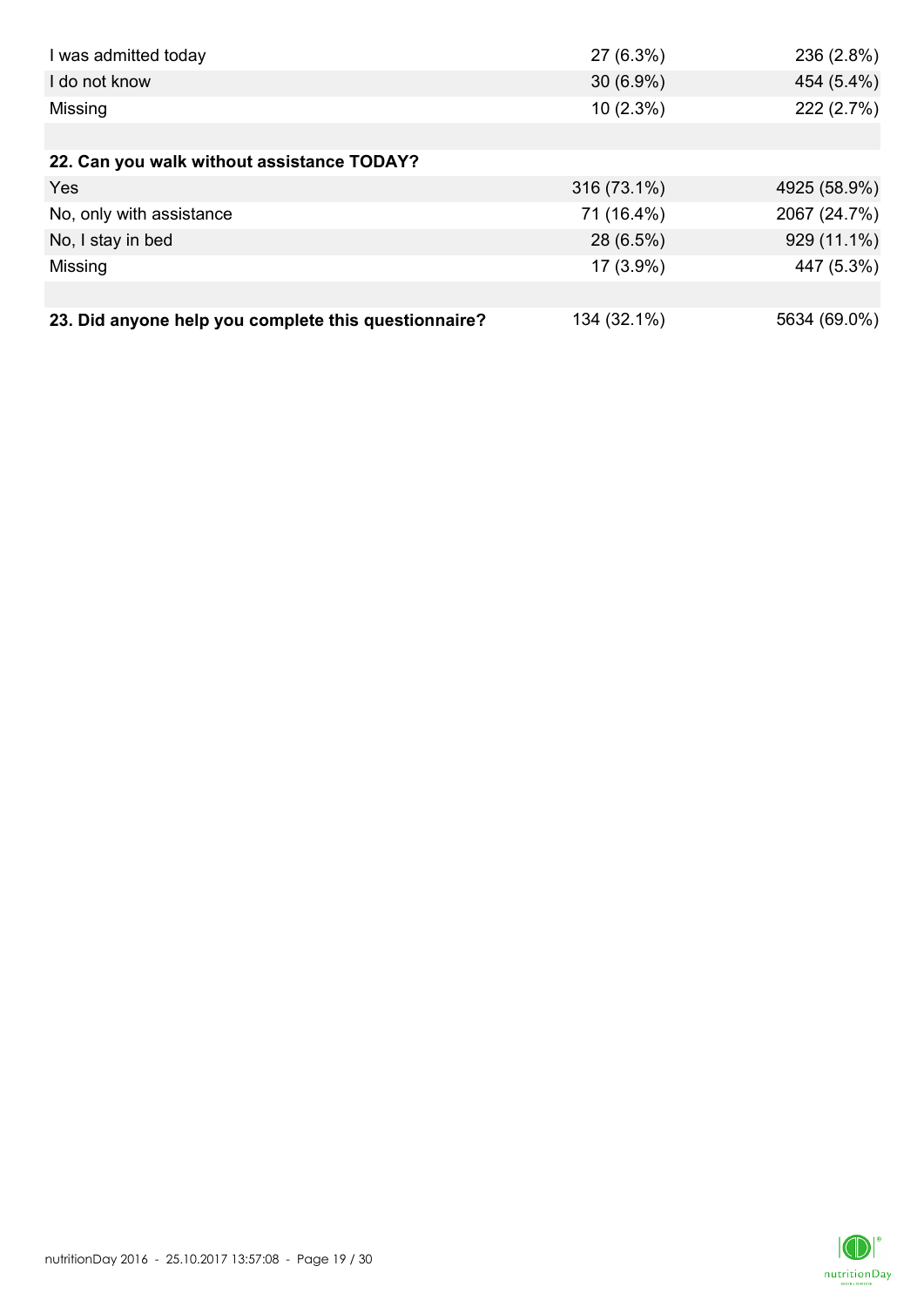| | | |
|---|---|---|
| I was admitted today | 27 (6.3%) | 236 (2.8%) |
| I do not know | 30 (6.9%) | 454 (5.4%) |
| Missing | 10 (2.3%) | 222 (2.7%) |
| | | |
| **22. Can you walk without assistance TODAY?** | | |
| Yes | 316 (73.1%) | 4925 (58.9%) |
| No, only with assistance | 71 (16.4%) | 2067 (24.7%) |
| No, I stay in bed | 28 (6.5%) | 929 (11.1%) |
| Missing | 17 (3.9%) | 447 (5.3%) |
| | | |
| **23. Did anyone help you complete this questionnaire?** | 134 (32.1%) | 5634 (69.0%) |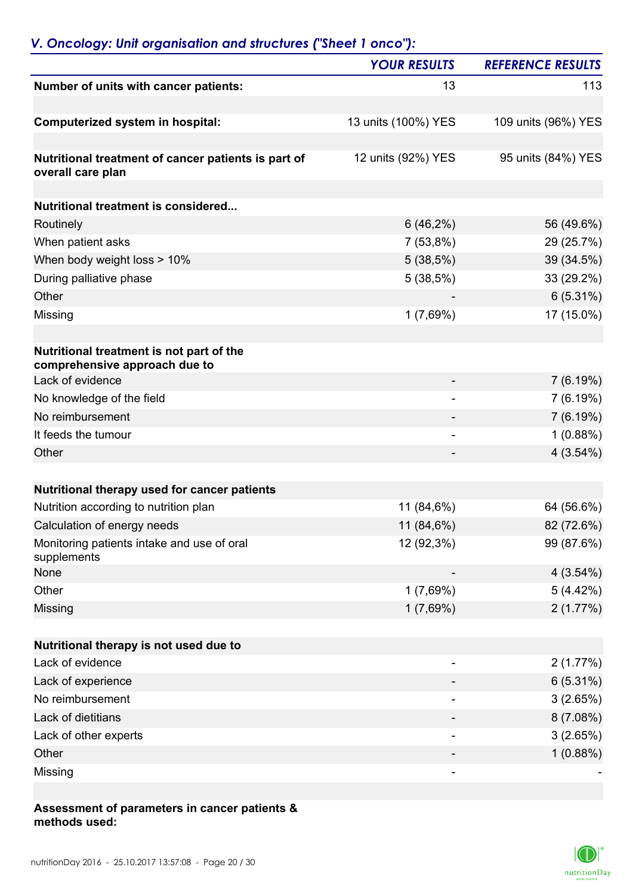## *V. Oncology: Unit organisation and structures ("Sheet 1 onco"):*

| | *YOUR RESULTS* | *REFERENCE RESULTS* |
|---|---|---|
| **Number of units with cancer patients:** | 13 | 113 |
| | | |
| **Computerized system in hospital:** | 13 units (100%) YES | 109 units (96%) YES |
| | | |
| **Nutritional treatment of cancer patients is part of overall care plan** | 12 units (92%) YES | 95 units (84%) YES |
| | | |
| **Nutritional treatment is considered...** | | |
| Routinely | 6 (46,2%) | 56 (49.6%) |
| When patient asks | 7 (53,8%) | 29 (25.7%) |
| When body weight loss > 10% | 5 (38,5%) | 39 (34.5%) |
| During palliative phase | 5 (38,5%) | 33 (29.2%) |
| Other | - | 6 (5.31%) |
| Missing | 1 (7,69%) | 17 (15.0%) |
| | | |
| **Nutritional treatment is not part of the comprehensive approach due to** | | |
| Lack of evidence | - | 7 (6.19%) |
| No knowledge of the field | - | 7 (6.19%) |
| No reimbursement | - | 7 (6.19%) |
| It feeds the tumour | - | 1 (0.88%) |
| Other | - | 4 (3.54%) |
| | | |
| **Nutritional therapy used for cancer patients** | | |
| Nutrition according to nutrition plan | 11 (84,6%) | 64 (56.6%) |
| Calculation of energy needs | 11 (84,6%) | 82 (72.6%) |
| Monitoring patients intake and use of oral supplements | 12 (92,3%) | 99 (87.6%) |
| None | - | 4 (3.54%) |
| Other | 1 (7,69%) | 5 (4.42%) |
| Missing | 1 (7,69%) | 2 (1.77%) |
| | | |
| **Nutritional therapy is not used due to** | | |
| Lack of evidence | - | 2 (1.77%) |
| Lack of experience | - | 6 (5.31%) |
| No reimbursement | - | 3 (2.65%) |
| Lack of dietitians | - | 8 (7.08%) |
| Lack of other experts | - | 3 (2.65%) |
| Other | - | 1 (0.88%) |
| Missing | - | - |

**Assessment of parameters in cancer patients & methods used:**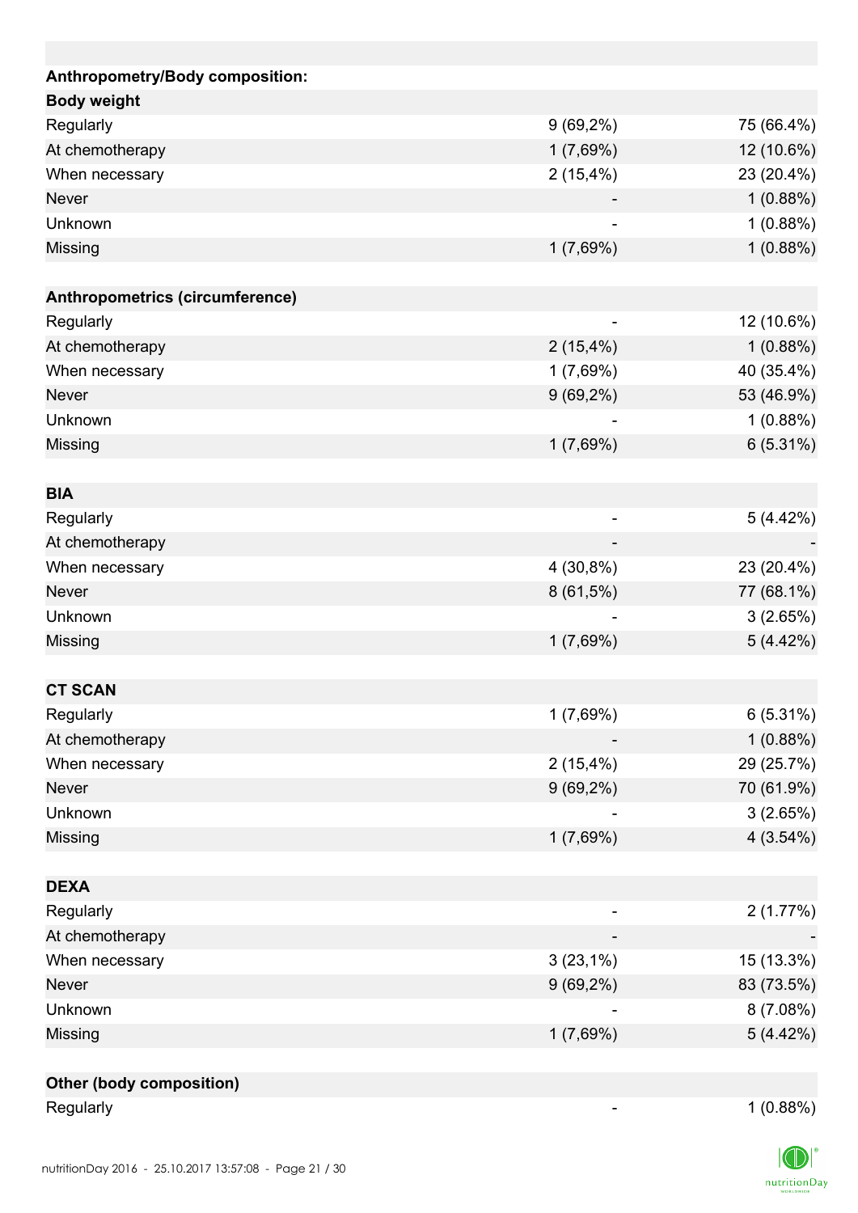| | | |
|---|---|---|
| **Anthropometry/Body composition:** | | |
| **Body weight** | | |
| Regularly | 9 (69,2%) | 75 (66.4%) |
| At chemotherapy | 1 (7,69%) | 12 (10.6%) |
| When necessary | 2 (15,4%) | 23 (20.4%) |
| Never | - | 1 (0.88%) |
| Unknown | - | 1 (0.88%) |
| Missing | 1 (7,69%) | 1 (0.88%) |
| | | |
| **Anthropometrics (circumference)** | | |
| Regularly | - | 12 (10.6%) |
| At chemotherapy | 2 (15,4%) | 1 (0.88%) |
| When necessary | 1 (7,69%) | 40 (35.4%) |
| Never | 9 (69,2%) | 53 (46.9%) |
| Unknown | - | 1 (0.88%) |
| Missing | 1 (7,69%) | 6 (5.31%) |
| | | |
| **BIA** | | |
| Regularly | - | 5 (4.42%) |
| At chemotherapy | - | - |
| When necessary | 4 (30,8%) | 23 (20.4%) |
| Never | 8 (61,5%) | 77 (68.1%) |
| Unknown | - | 3 (2.65%) |
| Missing | 1 (7,69%) | 5 (4.42%) |
| | | |
| **CT SCAN** | | |
| Regularly | 1 (7,69%) | 6 (5.31%) |
| At chemotherapy | - | 1 (0.88%) |
| When necessary | 2 (15,4%) | 29 (25.7%) |
| Never | 9 (69,2%) | 70 (61.9%) |
| Unknown | - | 3 (2.65%) |
| Missing | 1 (7,69%) | 4 (3.54%) |
| | | |
| **DEXA** | | |
| Regularly | - | 2 (1.77%) |
| At chemotherapy | - | - |
| When necessary | 3 (23,1%) | 15 (13.3%) |
| Never | 9 (69,2%) | 83 (73.5%) |
| Unknown | - | 8 (7.08%) |
| Missing | 1 (7,69%) | 5 (4.42%) |
| | | |
| **Other (body composition)** | | |
| Regularly | - | 1 (0.88%) |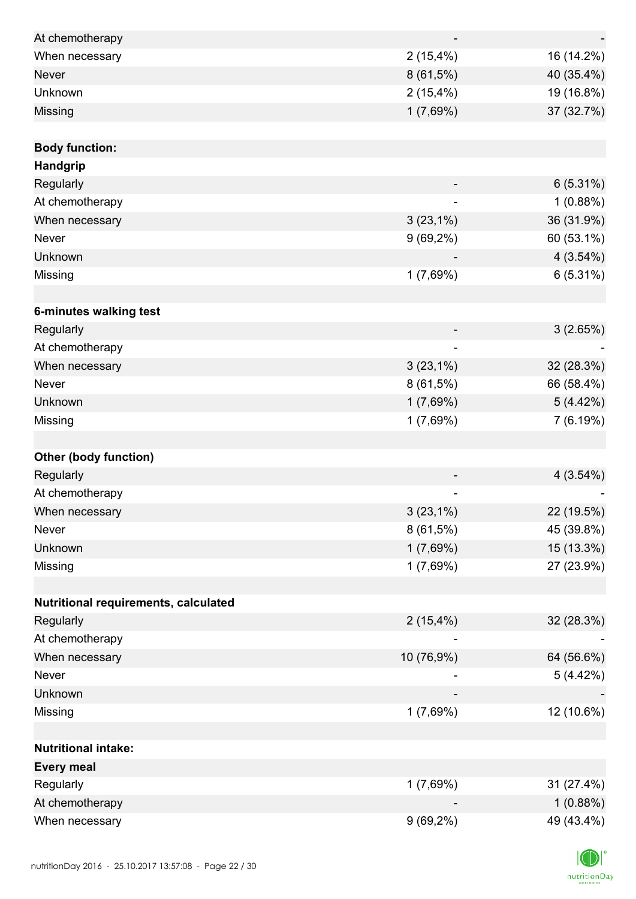| | | |
|---|---|---|
| At chemotherapy | - | - |
| When necessary | 2 (15,4%) | 16 (14.2%) |
| Never | 8 (61,5%) | 40 (35.4%) |
| Unknown | 2 (15,4%) | 19 (16.8%) |
| Missing | 1 (7,69%) | 37 (32.7%) |
| | | |
| **Body function:** | | |
| **Handgrip** | | |
| Regularly | - | 6 (5.31%) |
| At chemotherapy | - | 1 (0.88%) |
| When necessary | 3 (23,1%) | 36 (31.9%) |
| Never | 9 (69,2%) | 60 (53.1%) |
| Unknown | - | 4 (3.54%) |
| Missing | 1 (7,69%) | 6 (5.31%) |
| | | |
| **6-minutes walking test** | | |
| Regularly | - | 3 (2.65%) |
| At chemotherapy | - | - |
| When necessary | 3 (23,1%) | 32 (28.3%) |
| Never | 8 (61,5%) | 66 (58.4%) |
| Unknown | 1 (7,69%) | 5 (4.42%) |
| Missing | 1 (7,69%) | 7 (6.19%) |
| | | |
| **Other (body function)** | | |
| Regularly | - | 4 (3.54%) |
| At chemotherapy | - | - |
| When necessary | 3 (23,1%) | 22 (19.5%) |
| Never | 8 (61,5%) | 45 (39.8%) |
| Unknown | 1 (7,69%) | 15 (13.3%) |
| Missing | 1 (7,69%) | 27 (23.9%) |
| | | |
| **Nutritional requirements, calculated** | | |
| Regularly | 2 (15,4%) | 32 (28.3%) |
| At chemotherapy | - | - |
| When necessary | 10 (76,9%) | 64 (56.6%) |
| Never | - | 5 (4.42%) |
| Unknown | - | - |
| Missing | 1 (7,69%) | 12 (10.6%) |
| | | |
| **Nutritional intake:** | | |
| **Every meal** | | |
| Regularly | 1 (7,69%) | 31 (27.4%) |
| At chemotherapy | - | 1 (0.88%) |
| When necessary | 9 (69,2%) | 49 (43.4%) |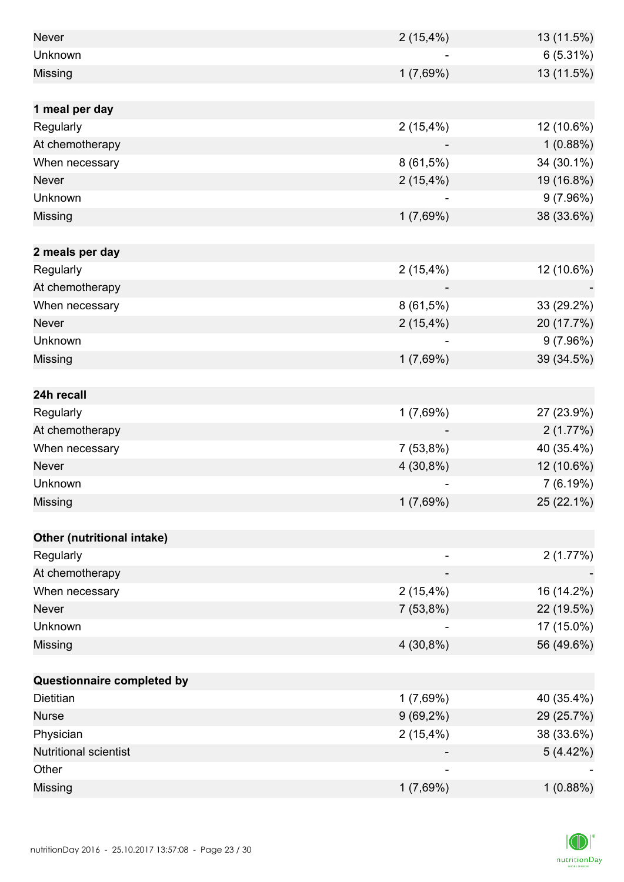| | | |
|---|---|---|
| Never | 2 (15,4%) | 13 (11.5%) |
| Unknown | - | 6 (5.31%) |
| Missing | 1 (7,69%) | 13 (11.5%) |
| | | |
| **1 meal per day** | | |
| Regularly | 2 (15,4%) | 12 (10.6%) |
| At chemotherapy | - | 1 (0.88%) |
| When necessary | 8 (61,5%) | 34 (30.1%) |
| Never | 2 (15,4%) | 19 (16.8%) |
| Unknown | - | 9 (7.96%) |
| Missing | 1 (7,69%) | 38 (33.6%) |
| | | |
| **2 meals per day** | | |
| Regularly | 2 (15,4%) | 12 (10.6%) |
| At chemotherapy | - | - |
| When necessary | 8 (61,5%) | 33 (29.2%) |
| Never | 2 (15,4%) | 20 (17.7%) |
| Unknown | - | 9 (7.96%) |
| Missing | 1 (7,69%) | 39 (34.5%) |
| | | |
| **24h recall** | | |
| Regularly | 1 (7,69%) | 27 (23.9%) |
| At chemotherapy | - | 2 (1.77%) |
| When necessary | 7 (53,8%) | 40 (35.4%) |
| Never | 4 (30,8%) | 12 (10.6%) |
| Unknown | - | 7 (6.19%) |
| Missing | 1 (7,69%) | 25 (22.1%) |
| | | |
| **Other (nutritional intake)** | | |
| Regularly | - | 2 (1.77%) |
| At chemotherapy | - | - |
| When necessary | 2 (15,4%) | 16 (14.2%) |
| Never | 7 (53,8%) | 22 (19.5%) |
| Unknown | - | 17 (15.0%) |
| Missing | 4 (30,8%) | 56 (49.6%) |
| | | |
| **Questionnaire completed by** | | |
| Dietitian | 1 (7,69%) | 40 (35.4%) |
| Nurse | 9 (69,2%) | 29 (25.7%) |
| Physician | 2 (15,4%) | 38 (33.6%) |
| Nutritional scientist | - | 5 (4.42%) |
| Other | - | - |
| Missing | 1 (7,69%) | 1 (0.88%) |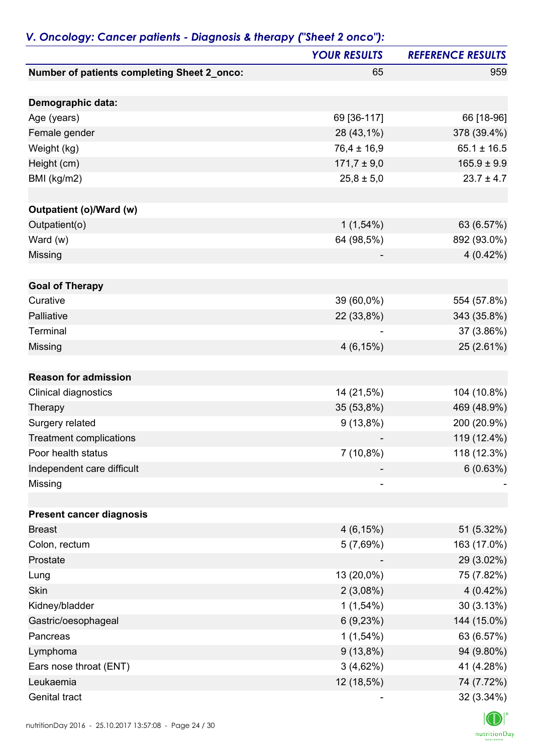## *V. Oncology: Cancer patients - Diagnosis & therapy ("Sheet 2 onco"):*

| | YOUR RESULTS | REFERENCE RESULTS |
|---|---|---|
| **Number of patients completing Sheet 2_onco:** | 65 | 959 |
| | | |
| **Demographic data:** | | |
| Age (years) | 69 [36-117] | 66 [18-96] |
| Female gender | 28 (43,1%) | 378 (39.4%) |
| Weight (kg) | 76,4 ± 16,9 | 65.1 ± 16.5 |
| Height (cm) | 171,7 ± 9,0 | 165.9 ± 9.9 |
| BMI (kg/m2) | 25,8 ± 5,0 | 23.7 ± 4.7 |
| | | |
| **Outpatient (o)/Ward (w)** | | |
| Outpatient(o) | 1 (1,54%) | 63 (6.57%) |
| Ward (w) | 64 (98,5%) | 892 (93.0%) |
| Missing | - | 4 (0.42%) |
| | | |
| **Goal of Therapy** | | |
| Curative | 39 (60,0%) | 554 (57.8%) |
| Palliative | 22 (33,8%) | 343 (35.8%) |
| Terminal | - | 37 (3.86%) |
| Missing | 4 (6,15%) | 25 (2.61%) |
| | | |
| **Reason for admission** | | |
| Clinical diagnostics | 14 (21,5%) | 104 (10.8%) |
| Therapy | 35 (53,8%) | 469 (48.9%) |
| Surgery related | 9 (13,8%) | 200 (20.9%) |
| Treatment complications | - | 119 (12.4%) |
| Poor health status | 7 (10,8%) | 118 (12.3%) |
| Independent care difficult | - | 6 (0.63%) |
| Missing | - | - |
| | | |
| **Present cancer diagnosis** | | |
| Breast | 4 (6,15%) | 51 (5.32%) |
| Colon, rectum | 5 (7,69%) | 163 (17.0%) |
| Prostate | - | 29 (3.02%) |
| Lung | 13 (20,0%) | 75 (7.82%) |
| Skin | 2 (3,08%) | 4 (0.42%) |
| Kidney/bladder | 1 (1,54%) | 30 (3.13%) |
| Gastric/oesophageal | 6 (9,23%) | 144 (15.0%) |
| Pancreas | 1 (1,54%) | 63 (6.57%) |
| Lymphoma | 9 (13,8%) | 94 (9.80%) |
| Ears nose throat (ENT) | 3 (4,62%) | 41 (4.28%) |
| Leukaemia | 12 (18,5%) | 74 (7.72%) |
| Genital tract | - | 32 (3.34%) |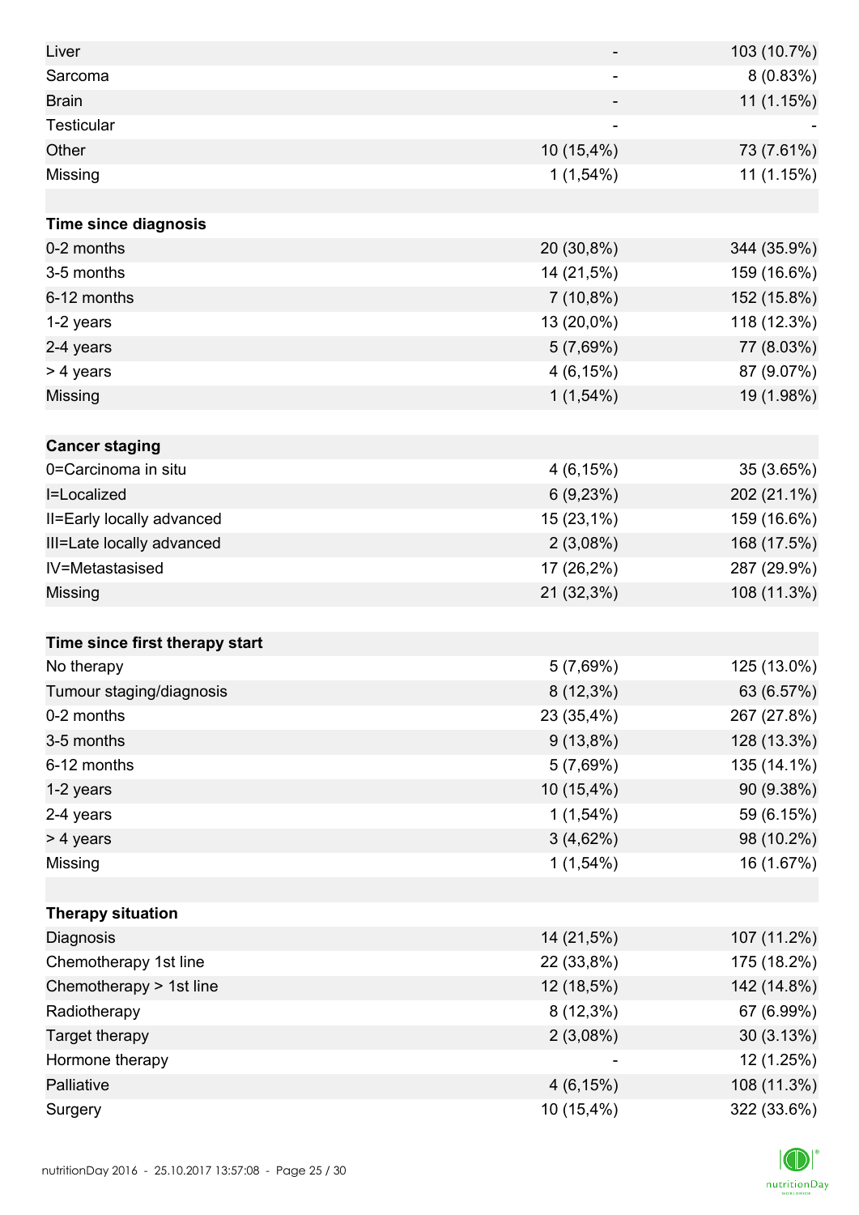| | | |
|---|---|---|
| Liver | - | 103 (10.7%) |
| Sarcoma | - | 8 (0.83%) |
| Brain | - | 11 (1.15%) |
| Testicular | - | - |
| Other | 10 (15,4%) | 73 (7.61%) |
| Missing | 1 (1,54%) | 11 (1.15%) |
| | | |
| **Time since diagnosis** | | |
| 0-2 months | 20 (30,8%) | 344 (35.9%) |
| 3-5 months | 14 (21,5%) | 159 (16.6%) |
| 6-12 months | 7 (10,8%) | 152 (15.8%) |
| 1-2 years | 13 (20,0%) | 118 (12.3%) |
| 2-4 years | 5 (7,69%) | 77 (8.03%) |
| > 4 years | 4 (6,15%) | 87 (9.07%) |
| Missing | 1 (1,54%) | 19 (1.98%) |
| | | |
| **Cancer staging** | | |
| 0=Carcinoma in situ | 4 (6,15%) | 35 (3.65%) |
| I=Localized | 6 (9,23%) | 202 (21.1%) |
| II=Early locally advanced | 15 (23,1%) | 159 (16.6%) |
| III=Late locally advanced | 2 (3,08%) | 168 (17.5%) |
| IV=Metastasised | 17 (26,2%) | 287 (29.9%) |
| Missing | 21 (32,3%) | 108 (11.3%) |
| | | |
| **Time since first therapy start** | | |
| No therapy | 5 (7,69%) | 125 (13.0%) |
| Tumour staging/diagnosis | 8 (12,3%) | 63 (6.57%) |
| 0-2 months | 23 (35,4%) | 267 (27.8%) |
| 3-5 months | 9 (13,8%) | 128 (13.3%) |
| 6-12 months | 5 (7,69%) | 135 (14.1%) |
| 1-2 years | 10 (15,4%) | 90 (9.38%) |
| 2-4 years | 1 (1,54%) | 59 (6.15%) |
| > 4 years | 3 (4,62%) | 98 (10.2%) |
| Missing | 1 (1,54%) | 16 (1.67%) |
| | | |
| **Therapy situation** | | |
| Diagnosis | 14 (21,5%) | 107 (11.2%) |
| Chemotherapy 1st line | 22 (33,8%) | 175 (18.2%) |
| Chemotherapy > 1st line | 12 (18,5%) | 142 (14.8%) |
| Radiotherapy | 8 (12,3%) | 67 (6.99%) |
| Target therapy | 2 (3,08%) | 30 (3.13%) |
| Hormone therapy | - | 12 (1.25%) |
| Palliative | 4 (6,15%) | 108 (11.3%) |
| Surgery | 10 (15,4%) | 322 (33.6%) |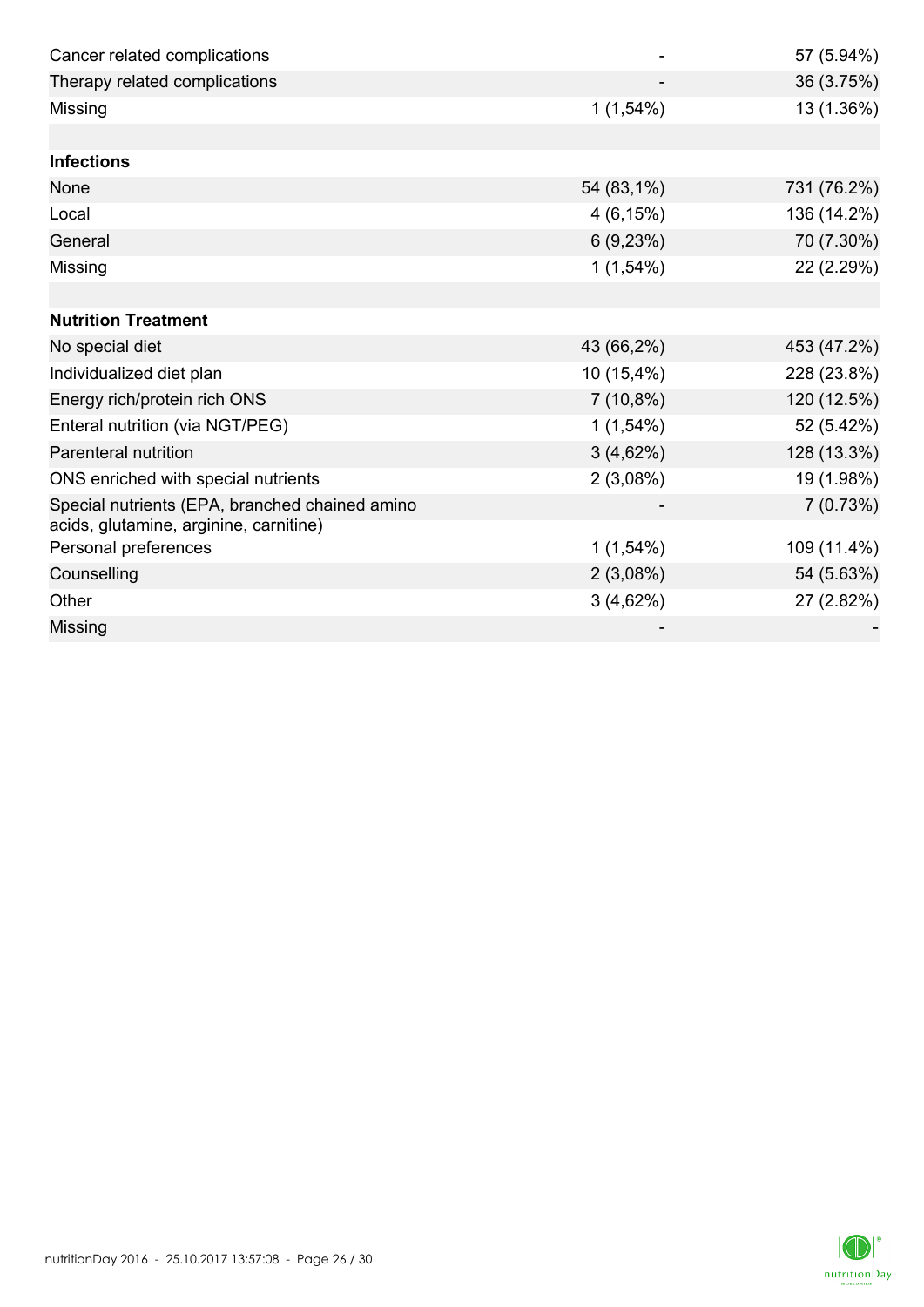| | | |
|---|---|---|
| Cancer related complications | - | 57 (5.94%) |
| Therapy related complications | - | 36 (3.75%) |
| Missing | 1 (1,54%) | 13 (1.36%) |
| | | |
| **Infections** | | |
| None | 54 (83,1%) | 731 (76.2%) |
| Local | 4 (6,15%) | 136 (14.2%) |
| General | 6 (9,23%) | 70 (7.30%) |
| Missing | 1 (1,54%) | 22 (2.29%) |
| | | |
| **Nutrition Treatment** | | |
| No special diet | 43 (66,2%) | 453 (47.2%) |
| Individualized diet plan | 10 (15,4%) | 228 (23.8%) |
| Energy rich/protein rich ONS | 7 (10,8%) | 120 (12.5%) |
| Enteral nutrition (via NGT/PEG) | 1 (1,54%) | 52 (5.42%) |
| Parenteral nutrition | 3 (4,62%) | 128 (13.3%) |
| ONS enriched with special nutrients | 2 (3,08%) | 19 (1.98%) |
| Special nutrients (EPA, branched chained amino acids, glutamine, arginine, carnitine) | - | 7 (0.73%) |
| Personal preferences | 1 (1,54%) | 109 (11.4%) |
| Counselling | 2 (3,08%) | 54 (5.63%) |
| Other | 3 (4,62%) | 27 (2.82%) |
| Missing | - | - |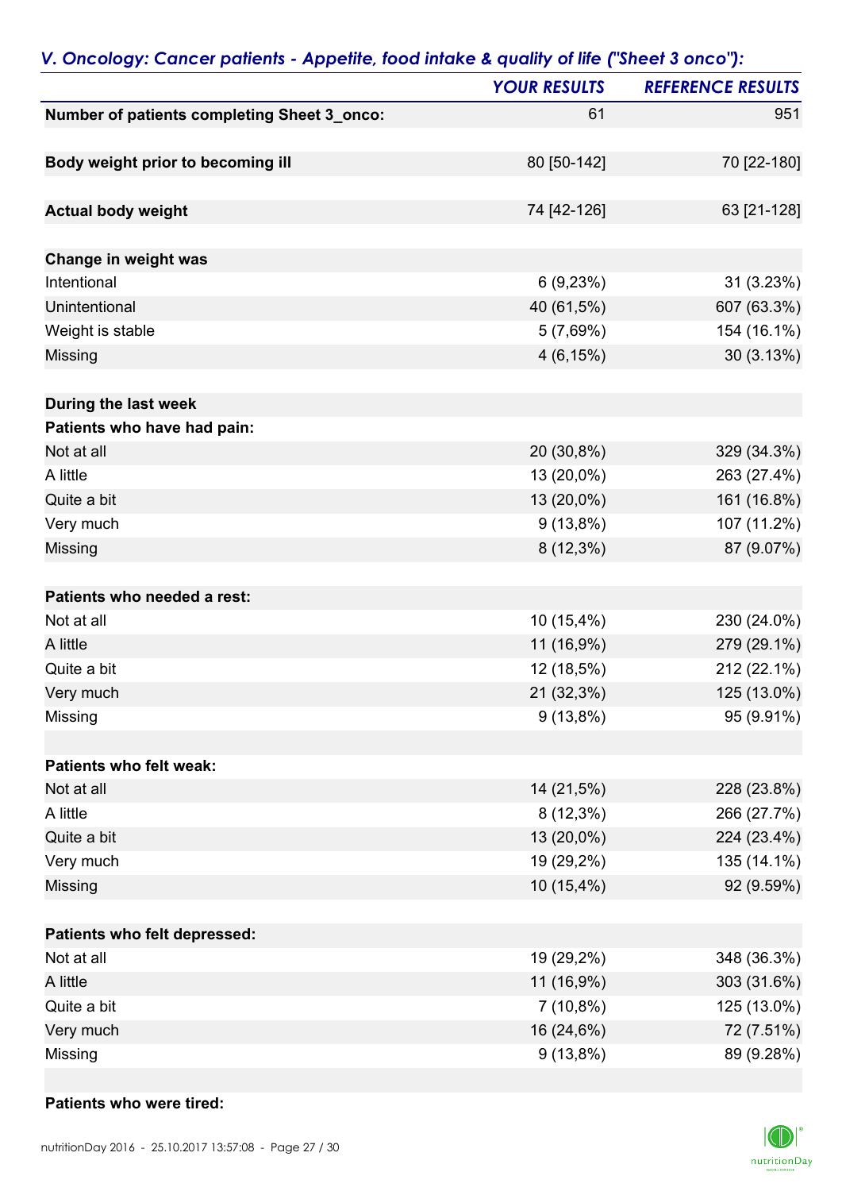## *V. Oncology: Cancer patients - Appetite, food intake & quality of life ("Sheet 3 onco"):*

| | *YOUR RESULTS* | *REFERENCE RESULTS* |
|---|---|---|
| **Number of patients completing Sheet 3_onco:** | 61 | 951 |
| | | |
| **Body weight prior to becoming ill** | 80 [50-142] | 70 [22-180] |
| | | |
| **Actual body weight** | 74 [42-126] | 63 [21-128] |
| | | |
| **Change in weight was** | | |
| Intentional | 6 (9,23%) | 31 (3.23%) |
| Unintentional | 40 (61,5%) | 607 (63.3%) |
| Weight is stable | 5 (7,69%) | 154 (16.1%) |
| Missing | 4 (6,15%) | 30 (3.13%) |
| | | |
| **During the last week** | | |
| **Patients who have had pain:** | | |
| Not at all | 20 (30,8%) | 329 (34.3%) |
| A little | 13 (20,0%) | 263 (27.4%) |
| Quite a bit | 13 (20,0%) | 161 (16.8%) |
| Very much | 9 (13,8%) | 107 (11.2%) |
| Missing | 8 (12,3%) | 87 (9.07%) |
| | | |
| **Patients who needed a rest:** | | |
| Not at all | 10 (15,4%) | 230 (24.0%) |
| A little | 11 (16,9%) | 279 (29.1%) |
| Quite a bit | 12 (18,5%) | 212 (22.1%) |
| Very much | 21 (32,3%) | 125 (13.0%) |
| Missing | 9 (13,8%) | 95 (9.91%) |
| | | |
| **Patients who felt weak:** | | |
| Not at all | 14 (21,5%) | 228 (23.8%) |
| A little | 8 (12,3%) | 266 (27.7%) |
| Quite a bit | 13 (20,0%) | 224 (23.4%) |
| Very much | 19 (29,2%) | 135 (14.1%) |
| Missing | 10 (15,4%) | 92 (9.59%) |
| | | |
| **Patients who felt depressed:** | | |
| Not at all | 19 (29,2%) | 348 (36.3%) |
| A little | 11 (16,9%) | 303 (31.6%) |
| Quite a bit | 7 (10,8%) | 125 (13.0%) |
| Very much | 16 (24,6%) | 72 (7.51%) |
| Missing | 9 (13,8%) | 89 (9.28%) |
| | | |
| **Patients who were tired:** | | |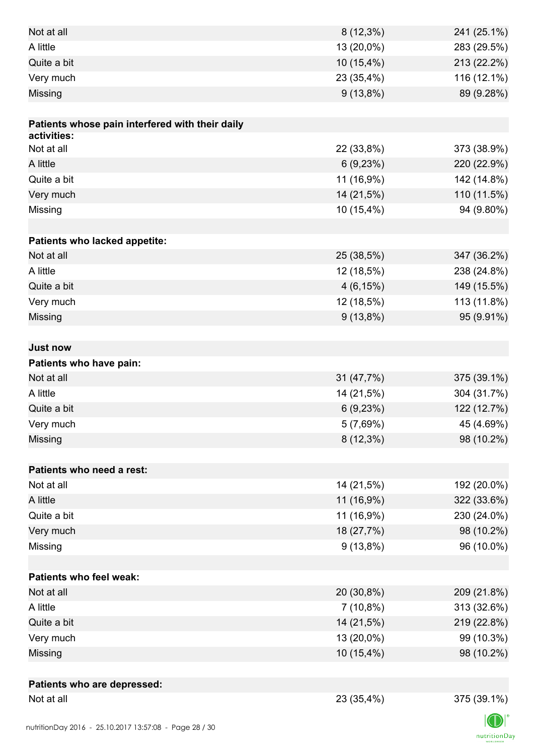| | | |
|---|---|---|
| Not at all | 8 (12,3%) | 241 (25.1%) |
| A little | 13 (20,0%) | 283 (29.5%) |
| Quite a bit | 10 (15,4%) | 213 (22.2%) |
| Very much | 23 (35,4%) | 116 (12.1%) |
| Missing | 9 (13,8%) | 89 (9.28%) |
| | | |
| **Patients whose pain interfered with their daily activities:** | | |
| Not at all | 22 (33,8%) | 373 (38.9%) |
| A little | 6 (9,23%) | 220 (22.9%) |
| Quite a bit | 11 (16,9%) | 142 (14.8%) |
| Very much | 14 (21,5%) | 110 (11.5%) |
| Missing | 10 (15,4%) | 94 (9.80%) |
| | | |
| **Patients who lacked appetite:** | | |
| Not at all | 25 (38,5%) | 347 (36.2%) |
| A little | 12 (18,5%) | 238 (24.8%) |
| Quite a bit | 4 (6,15%) | 149 (15.5%) |
| Very much | 12 (18,5%) | 113 (11.8%) |
| Missing | 9 (13,8%) | 95 (9.91%) |
| | | |
| **Just now** | | |
| **Patients who have pain:** | | |
| Not at all | 31 (47,7%) | 375 (39.1%) |
| A little | 14 (21,5%) | 304 (31.7%) |
| Quite a bit | 6 (9,23%) | 122 (12.7%) |
| Very much | 5 (7,69%) | 45 (4.69%) |
| Missing | 8 (12,3%) | 98 (10.2%) |
| | | |
| **Patients who need a rest:** | | |
| Not at all | 14 (21,5%) | 192 (20.0%) |
| A little | 11 (16,9%) | 322 (33.6%) |
| Quite a bit | 11 (16,9%) | 230 (24.0%) |
| Very much | 18 (27,7%) | 98 (10.2%) |
| Missing | 9 (13,8%) | 96 (10.0%) |
| | | |
| **Patients who feel weak:** | | |
| Not at all | 20 (30,8%) | 209 (21.8%) |
| A little | 7 (10,8%) | 313 (32.6%) |
| Quite a bit | 14 (21,5%) | 219 (22.8%) |
| Very much | 13 (20,0%) | 99 (10.3%) |
| Missing | 10 (15,4%) | 98 (10.2%) |
| | | |
| **Patients who are depressed:** | | |
| Not at all | 23 (35,4%) | 375 (39.1%) |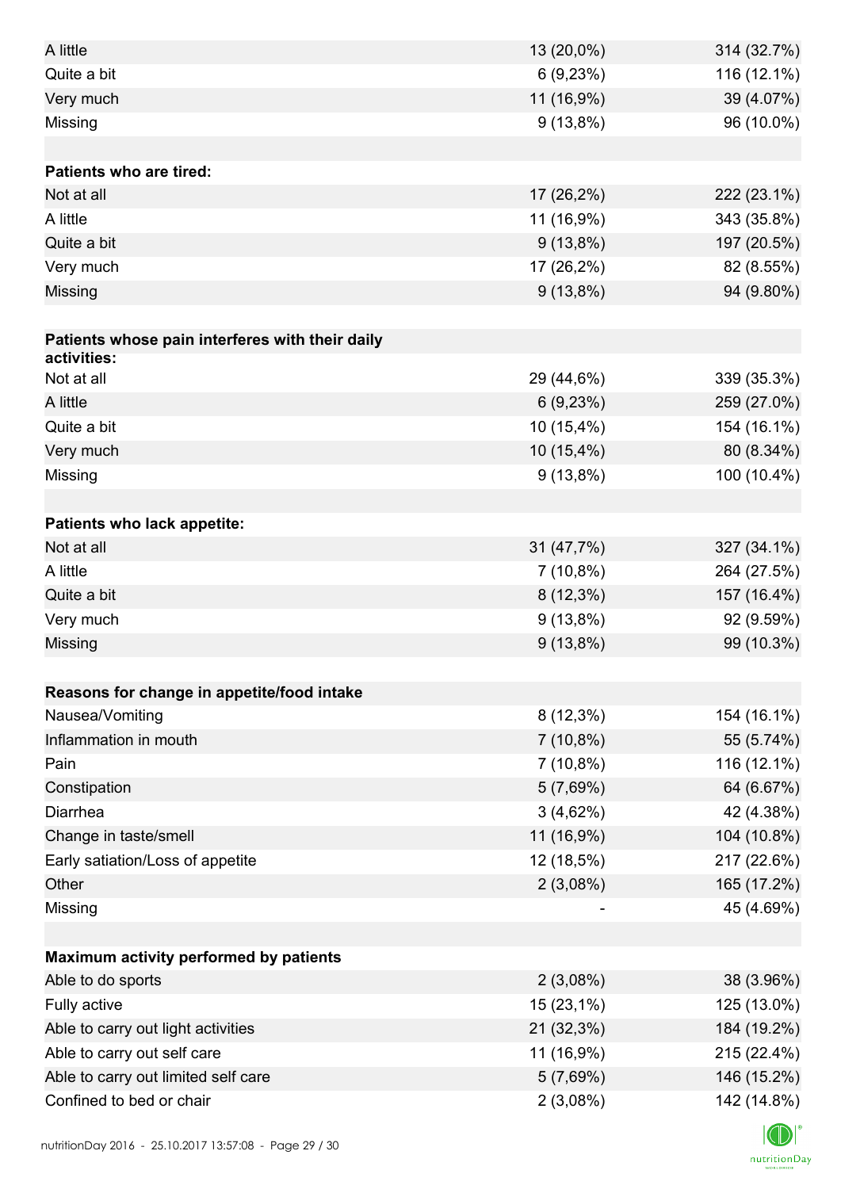| | | |
|---|---|---|
| A little | 13 (20,0%) | 314 (32.7%) |
| Quite a bit | 6 (9,23%) | 116 (12.1%) |
| Very much | 11 (16,9%) | 39 (4.07%) |
| Missing | 9 (13,8%) | 96 (10.0%) |
| | | |
| **Patients who are tired:** | | |
| Not at all | 17 (26,2%) | 222 (23.1%) |
| A little | 11 (16,9%) | 343 (35.8%) |
| Quite a bit | 9 (13,8%) | 197 (20.5%) |
| Very much | 17 (26,2%) | 82 (8.55%) |
| Missing | 9 (13,8%) | 94 (9.80%) |
| | | |
| **Patients whose pain interferes with their daily activities:** | | |
| Not at all | 29 (44,6%) | 339 (35.3%) |
| A little | 6 (9,23%) | 259 (27.0%) |
| Quite a bit | 10 (15,4%) | 154 (16.1%) |
| Very much | 10 (15,4%) | 80 (8.34%) |
| Missing | 9 (13,8%) | 100 (10.4%) |
| | | |
| **Patients who lack appetite:** | | |
| Not at all | 31 (47,7%) | 327 (34.1%) |
| A little | 7 (10,8%) | 264 (27.5%) |
| Quite a bit | 8 (12,3%) | 157 (16.4%) |
| Very much | 9 (13,8%) | 92 (9.59%) |
| Missing | 9 (13,8%) | 99 (10.3%) |
| | | |
| **Reasons for change in appetite/food intake** | | |
| Nausea/Vomiting | 8 (12,3%) | 154 (16.1%) |
| Inflammation in mouth | 7 (10,8%) | 55 (5.74%) |
| Pain | 7 (10,8%) | 116 (12.1%) |
| Constipation | 5 (7,69%) | 64 (6.67%) |
| Diarrhea | 3 (4,62%) | 42 (4.38%) |
| Change in taste/smell | 11 (16,9%) | 104 (10.8%) |
| Early satiation/Loss of appetite | 12 (18,5%) | 217 (22.6%) |
| Other | 2 (3,08%) | 165 (17.2%) |
| Missing | - | 45 (4.69%) |
| | | |
| **Maximum activity performed by patients** | | |
| Able to do sports | 2 (3,08%) | 38 (3.96%) |
| Fully active | 15 (23,1%) | 125 (13.0%) |
| Able to carry out light activities | 21 (32,3%) | 184 (19.2%) |
| Able to carry out self care | 11 (16,9%) | 215 (22.4%) |
| Able to carry out limited self care | 5 (7,69%) | 146 (15.2%) |
| Confined to bed or chair | 2 (3,08%) | 142 (14.8%) |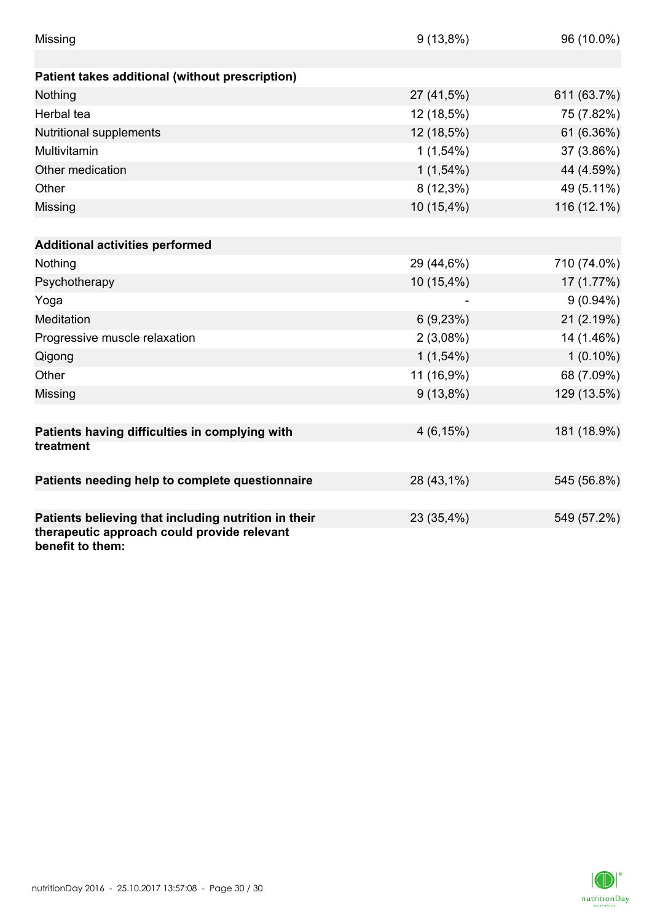| | | |
|---|---|---|
| Missing | 9 (13,8%) | 96 (10.0%) |
| | | |
| **Patient takes additional (without prescription)** | | |
| Nothing | 27 (41,5%) | 611 (63.7%) |
| Herbal tea | 12 (18,5%) | 75 (7.82%) |
| Nutritional supplements | 12 (18,5%) | 61 (6.36%) |
| Multivitamin | 1 (1,54%) | 37 (3.86%) |
| Other medication | 1 (1,54%) | 44 (4.59%) |
| Other | 8 (12,3%) | 49 (5.11%) |
| Missing | 10 (15,4%) | 116 (12.1%) |
| | | |
| **Additional activities performed** | | |
| Nothing | 29 (44,6%) | 710 (74.0%) |
| Psychotherapy | 10 (15,4%) | 17 (1.77%) |
| Yoga | - | 9 (0.94%) |
| Meditation | 6 (9,23%) | 21 (2.19%) |
| Progressive muscle relaxation | 2 (3,08%) | 14 (1.46%) |
| Qigong | 1 (1,54%) | 1 (0.10%) |
| Other | 11 (16,9%) | 68 (7.09%) |
| Missing | 9 (13,8%) | 129 (13.5%) |
| | | |
| **Patients having difficulties in complying with treatment** | 4 (6,15%) | 181 (18.9%) |
| | | |
| **Patients needing help to complete questionnaire** | 28 (43,1%) | 545 (56.8%) |
| | | |
| **Patients believing that including nutrition in their therapeutic approach could provide relevant benefit to them:** | 23 (35,4%) | 549 (57.2%) |